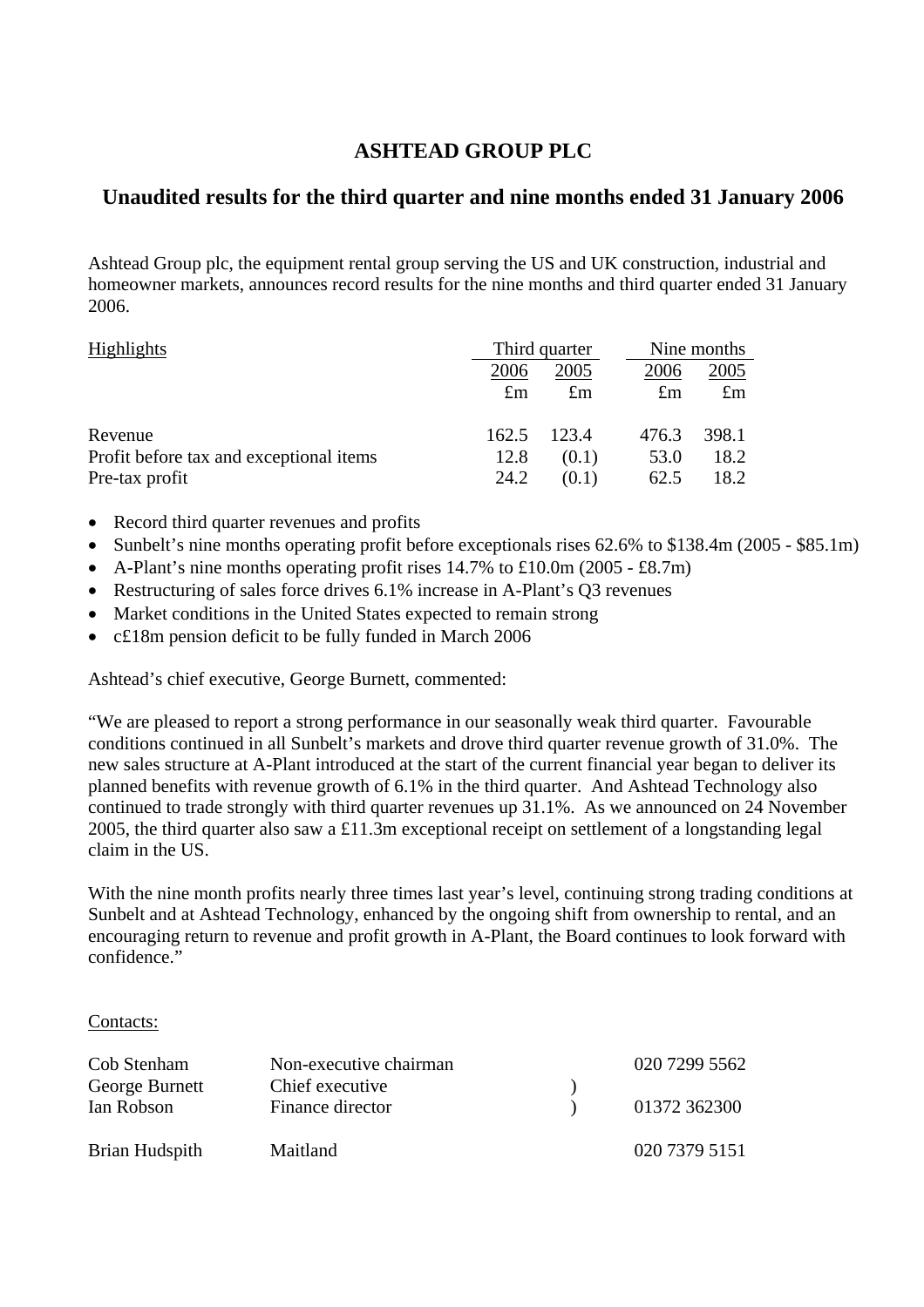# ASHTEAD GROUP PLC

## Unaudited results for the third quarter and nine months ended 31 January 2006

Ashtead Group plc, the equipment rental group serving the US and UK construction, industrial and homeowner markets, announces record results for the nine months and third quarter ended 31 January 2006.

| Highlights | Third quarter | | Nine months | |
|---|---|---|---|---|
| | 2006 | 2005 | 2006 | 2005 |
| | £m | £m | £m | £m |
| Revenue | 162.5 | 123.4 | 476.3 | 398.1 |
| Profit before tax and exceptional items | 12.8 | (0.1) | 53.0 | 18.2 |
| Pre-tax profit | 24.2 | (0.1) | 62.5 | 18.2 |

- Record third quarter revenues and profits
- Sunbelt's nine months operating profit before exceptionals rises 62.6% to $138.4m (2005 - $85.1m)
- A-Plant's nine months operating profit rises 14.7% to £10.0m (2005 - £8.7m)
- Restructuring of sales force drives 6.1% increase in A-Plant's Q3 revenues
- Market conditions in the United States expected to remain strong
- c£18m pension deficit to be fully funded in March 2006

Ashtead's chief executive, George Burnett, commented:

"We are pleased to report a strong performance in our seasonally weak third quarter. Favourable conditions continued in all Sunbelt's markets and drove third quarter revenue growth of 31.0%. The new sales structure at A-Plant introduced at the start of the current financial year began to deliver its planned benefits with revenue growth of 6.1% in the third quarter. And Ashtead Technology also continued to trade strongly with third quarter revenues up 31.1%. As we announced on 24 November 2005, the third quarter also saw a £11.3m exceptional receipt on settlement of a longstanding legal claim in the US.

With the nine month profits nearly three times last year's level, continuing strong trading conditions at Sunbelt and at Ashtead Technology, enhanced by the ongoing shift from ownership to rental, and an encouraging return to revenue and profit growth in A-Plant, the Board continues to look forward with confidence."

Contacts:

| | | |
|---|---|---|
| Cob Stenham | Non-executive chairman | 020 7299 5562 |
| George Burnett | Chief executive | ) |
| Ian Robson | Finance director | ) 01372 362300 |
| Brian Hudspith | Maitland | 020 7379 5151 |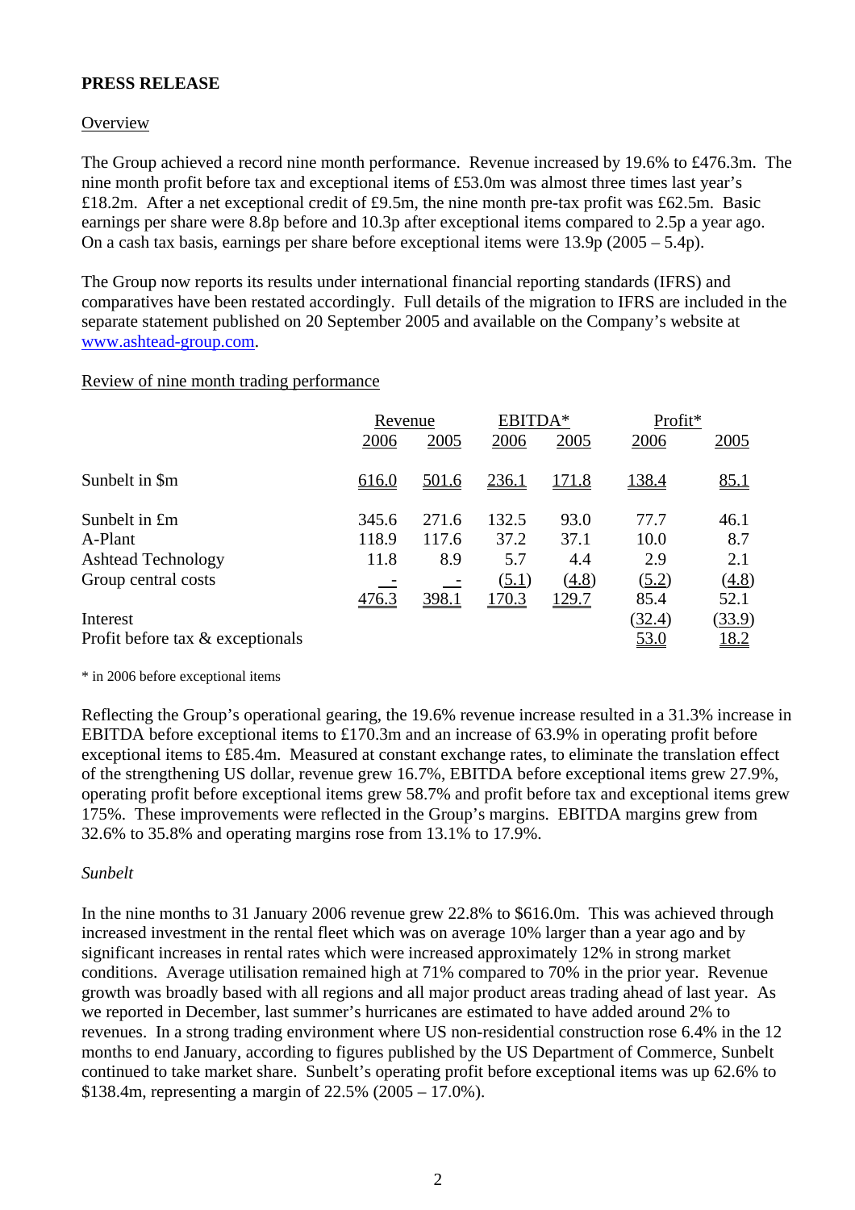**PRESS RELEASE**

Overview

The Group achieved a record nine month performance. Revenue increased by 19.6% to £476.3m. The nine month profit before tax and exceptional items of £53.0m was almost three times last year's £18.2m. After a net exceptional credit of £9.5m, the nine month pre-tax profit was £62.5m. Basic earnings per share were 8.8p before and 10.3p after exceptional items compared to 2.5p a year ago. On a cash tax basis, earnings per share before exceptional items were 13.9p (2005 – 5.4p).

The Group now reports its results under international financial reporting standards (IFRS) and comparatives have been restated accordingly. Full details of the migration to IFRS are included in the separate statement published on 20 September 2005 and available on the Company's website at www.ashtead-group.com.

Review of nine month trading performance

| | Revenue | | EBITDA* | | Profit* | |
|---|---|---|---|---|---|---|
| | 2006 | 2005 | 2006 | 2005 | 2006 | 2005 |
| Sunbelt in $m | 616.0 | 501.6 | 236.1 | 171.8 | 138.4 | 85.1 |
| Sunbelt in £m | 345.6 | 271.6 | 132.5 | 93.0 | 77.7 | 46.1 |
| A-Plant | 118.9 | 117.6 | 37.2 | 37.1 | 10.0 | 8.7 |
| Ashtead Technology | 11.8 | 8.9 | 5.7 | 4.4 | 2.9 | 2.1 |
| Group central costs | - | - | (5.1) | (4.8) | (5.2) | (4.8) |
| | 476.3 | 398.1 | 170.3 | 129.7 | 85.4 | 52.1 |
| Interest | | | | | (32.4) | (33.9) |
| Profit before tax & exceptionals | | | | | 53.0 | 18.2 |

\* in 2006 before exceptional items

Reflecting the Group's operational gearing, the 19.6% revenue increase resulted in a 31.3% increase in EBITDA before exceptional items to £170.3m and an increase of 63.9% in operating profit before exceptional items to £85.4m. Measured at constant exchange rates, to eliminate the translation effect of the strengthening US dollar, revenue grew 16.7%, EBITDA before exceptional items grew 27.9%, operating profit before exceptional items grew 58.7% and profit before tax and exceptional items grew 175%. These improvements were reflected in the Group's margins. EBITDA margins grew from 32.6% to 35.8% and operating margins rose from 13.1% to 17.9%.

*Sunbelt*

In the nine months to 31 January 2006 revenue grew 22.8% to $616.0m. This was achieved through increased investment in the rental fleet which was on average 10% larger than a year ago and by significant increases in rental rates which were increased approximately 12% in strong market conditions. Average utilisation remained high at 71% compared to 70% in the prior year. Revenue growth was broadly based with all regions and all major product areas trading ahead of last year. As we reported in December, last summer's hurricanes are estimated to have added around 2% to revenues. In a strong trading environment where US non-residential construction rose 6.4% in the 12 months to end January, according to figures published by the US Department of Commerce, Sunbelt continued to take market share. Sunbelt's operating profit before exceptional items was up 62.6% to $138.4m, representing a margin of 22.5% (2005 – 17.0%).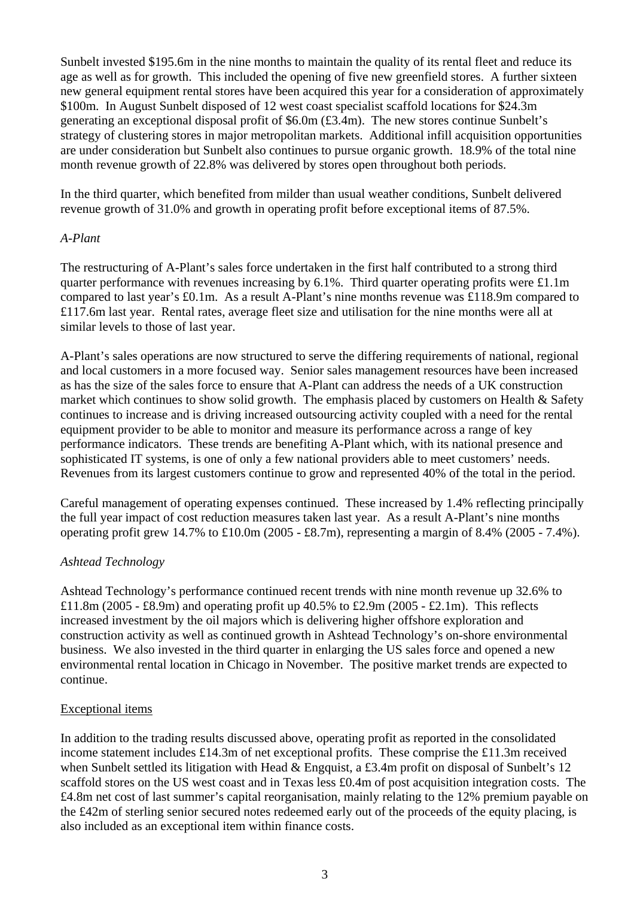Sunbelt invested $195.6m in the nine months to maintain the quality of its rental fleet and reduce its age as well as for growth. This included the opening of five new greenfield stores. A further sixteen new general equipment rental stores have been acquired this year for a consideration of approximately $100m. In August Sunbelt disposed of 12 west coast specialist scaffold locations for $24.3m generating an exceptional disposal profit of $6.0m (£3.4m). The new stores continue Sunbelt's strategy of clustering stores in major metropolitan markets. Additional infill acquisition opportunities are under consideration but Sunbelt also continues to pursue organic growth. 18.9% of the total nine month revenue growth of 22.8% was delivered by stores open throughout both periods.

In the third quarter, which benefited from milder than usual weather conditions, Sunbelt delivered revenue growth of 31.0% and growth in operating profit before exceptional items of 87.5%.

*A-Plant*

The restructuring of A-Plant's sales force undertaken in the first half contributed to a strong third quarter performance with revenues increasing by 6.1%. Third quarter operating profits were £1.1m compared to last year's £0.1m. As a result A-Plant's nine months revenue was £118.9m compared to £117.6m last year. Rental rates, average fleet size and utilisation for the nine months were all at similar levels to those of last year.

A-Plant's sales operations are now structured to serve the differing requirements of national, regional and local customers in a more focused way. Senior sales management resources have been increased as has the size of the sales force to ensure that A-Plant can address the needs of a UK construction market which continues to show solid growth. The emphasis placed by customers on Health & Safety continues to increase and is driving increased outsourcing activity coupled with a need for the rental equipment provider to be able to monitor and measure its performance across a range of key performance indicators. These trends are benefiting A-Plant which, with its national presence and sophisticated IT systems, is one of only a few national providers able to meet customers' needs. Revenues from its largest customers continue to grow and represented 40% of the total in the period.

Careful management of operating expenses continued. These increased by 1.4% reflecting principally the full year impact of cost reduction measures taken last year. As a result A-Plant's nine months operating profit grew 14.7% to £10.0m (2005 - £8.7m), representing a margin of 8.4% (2005 - 7.4%).

*Ashtead Technology*

Ashtead Technology's performance continued recent trends with nine month revenue up 32.6% to £11.8m (2005 - £8.9m) and operating profit up 40.5% to £2.9m (2005 - £2.1m). This reflects increased investment by the oil majors which is delivering higher offshore exploration and construction activity as well as continued growth in Ashtead Technology's on-shore environmental business. We also invested in the third quarter in enlarging the US sales force and opened a new environmental rental location in Chicago in November. The positive market trends are expected to continue.

Exceptional items

In addition to the trading results discussed above, operating profit as reported in the consolidated income statement includes £14.3m of net exceptional profits. These comprise the £11.3m received when Sunbelt settled its litigation with Head & Engquist, a £3.4m profit on disposal of Sunbelt's 12 scaffold stores on the US west coast and in Texas less £0.4m of post acquisition integration costs. The £4.8m net cost of last summer's capital reorganisation, mainly relating to the 12% premium payable on the £42m of sterling senior secured notes redeemed early out of the proceeds of the equity placing, is also included as an exceptional item within finance costs.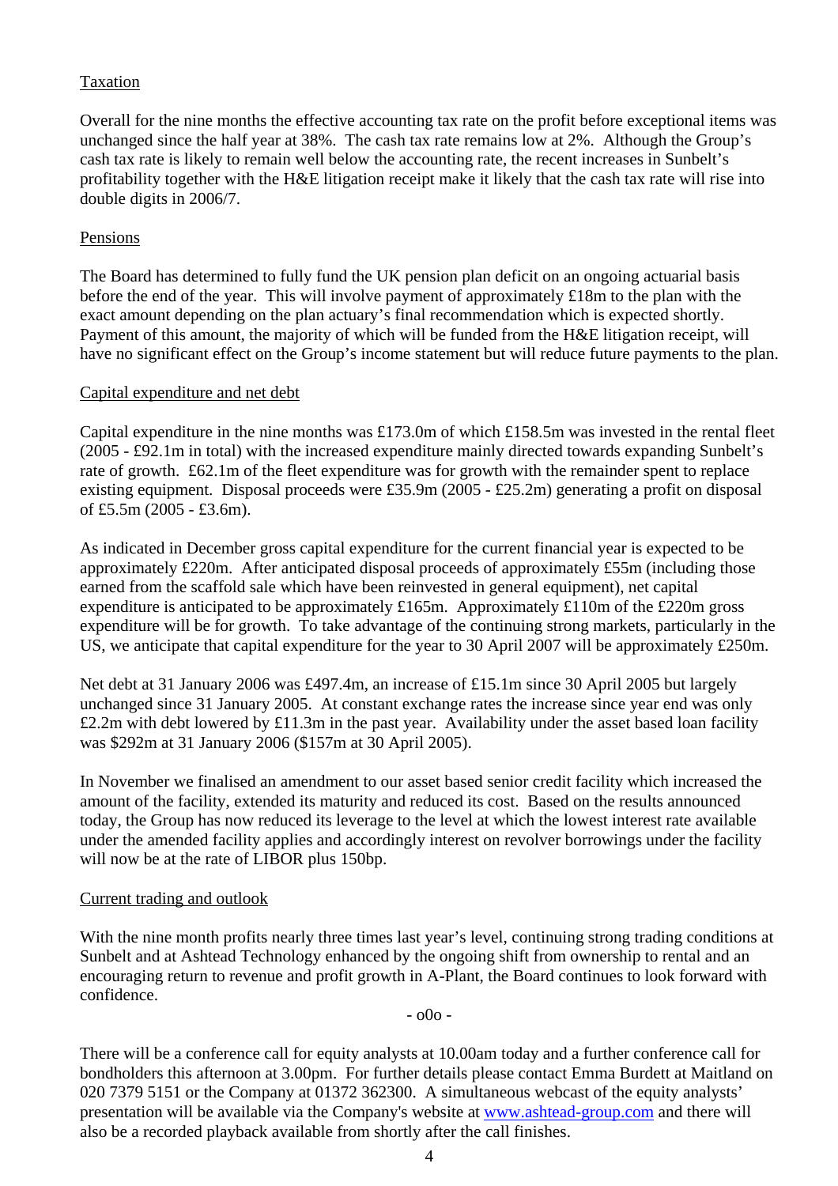Taxation

Overall for the nine months the effective accounting tax rate on the profit before exceptional items was unchanged since the half year at 38%. The cash tax rate remains low at 2%. Although the Group's cash tax rate is likely to remain well below the accounting rate, the recent increases in Sunbelt's profitability together with the H&E litigation receipt make it likely that the cash tax rate will rise into double digits in 2006/7.

Pensions

The Board has determined to fully fund the UK pension plan deficit on an ongoing actuarial basis before the end of the year. This will involve payment of approximately £18m to the plan with the exact amount depending on the plan actuary's final recommendation which is expected shortly. Payment of this amount, the majority of which will be funded from the H&E litigation receipt, will have no significant effect on the Group's income statement but will reduce future payments to the plan.

Capital expenditure and net debt

Capital expenditure in the nine months was £173.0m of which £158.5m was invested in the rental fleet (2005 - £92.1m in total) with the increased expenditure mainly directed towards expanding Sunbelt's rate of growth. £62.1m of the fleet expenditure was for growth with the remainder spent to replace existing equipment. Disposal proceeds were £35.9m (2005 - £25.2m) generating a profit on disposal of £5.5m (2005 - £3.6m).

As indicated in December gross capital expenditure for the current financial year is expected to be approximately £220m. After anticipated disposal proceeds of approximately £55m (including those earned from the scaffold sale which have been reinvested in general equipment), net capital expenditure is anticipated to be approximately £165m. Approximately £110m of the £220m gross expenditure will be for growth. To take advantage of the continuing strong markets, particularly in the US, we anticipate that capital expenditure for the year to 30 April 2007 will be approximately £250m.

Net debt at 31 January 2006 was £497.4m, an increase of £15.1m since 30 April 2005 but largely unchanged since 31 January 2005. At constant exchange rates the increase since year end was only £2.2m with debt lowered by £11.3m in the past year. Availability under the asset based loan facility was $292m at 31 January 2006 ($157m at 30 April 2005).

In November we finalised an amendment to our asset based senior credit facility which increased the amount of the facility, extended its maturity and reduced its cost. Based on the results announced today, the Group has now reduced its leverage to the level at which the lowest interest rate available under the amended facility applies and accordingly interest on revolver borrowings under the facility will now be at the rate of LIBOR plus 150bp.

Current trading and outlook

With the nine month profits nearly three times last year's level, continuing strong trading conditions at Sunbelt and at Ashtead Technology enhanced by the ongoing shift from ownership to rental and an encouraging return to revenue and profit growth in A-Plant, the Board continues to look forward with confidence.

- o0o -

There will be a conference call for equity analysts at 10.00am today and a further conference call for bondholders this afternoon at 3.00pm. For further details please contact Emma Burdett at Maitland on 020 7379 5151 or the Company at 01372 362300. A simultaneous webcast of the equity analysts' presentation will be available via the Company's website at www.ashtead-group.com and there will also be a recorded playback available from shortly after the call finishes.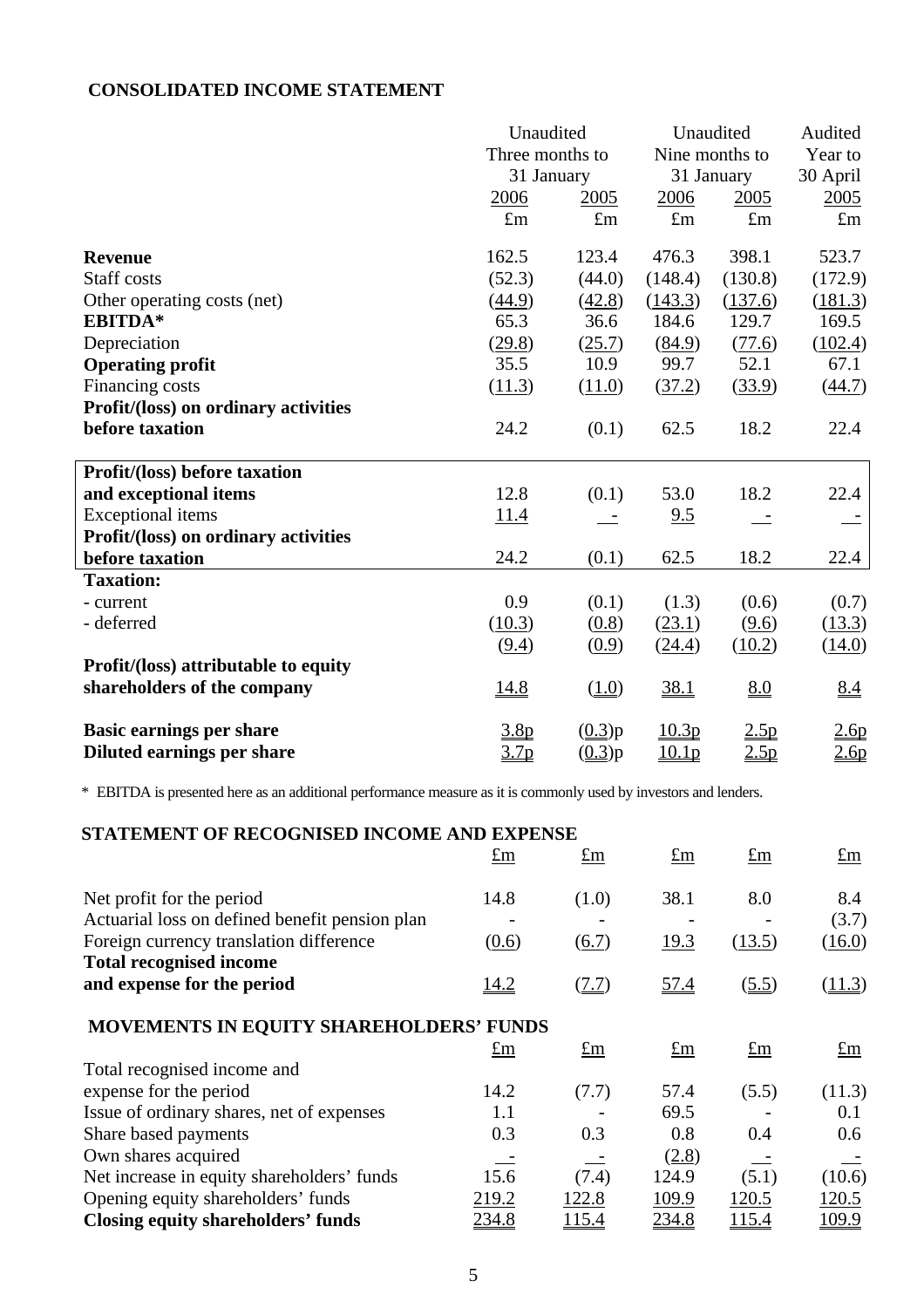## CONSOLIDATED INCOME STATEMENT

| | Unaudited Three months to 31 January | | Unaudited Nine months to 31 January | | Audited Year to 30 April |
|---|---|---|---|---|---|
| | 2006 | 2005 | 2006 | 2005 | 2005 |
| | £m | £m | £m | £m | £m |
| **Revenue** | 162.5 | 123.4 | 476.3 | 398.1 | 523.7 |
| Staff costs | (52.3) | (44.0) | (148.4) | (130.8) | (172.9) |
| Other operating costs (net) | (44.9) | (42.8) | (143.3) | (137.6) | (181.3) |
| **EBITDA*** | 65.3 | 36.6 | 184.6 | 129.7 | 169.5 |
| Depreciation | (29.8) | (25.7) | (84.9) | (77.6) | (102.4) |
| **Operating profit** | 35.5 | 10.9 | 99.7 | 52.1 | 67.1 |
| Financing costs | (11.3) | (11.0) | (37.2) | (33.9) | (44.7) |
| **Profit/(loss) on ordinary activities before taxation** | 24.2 | (0.1) | 62.5 | 18.2 | 22.4 |
| **Profit/(loss) before taxation and exceptional items** | 12.8 | (0.1) | 53.0 | 18.2 | 22.4 |
| Exceptional items | 11.4 | - | 9.5 | - | - |
| **Profit/(loss) on ordinary activities before taxation** | 24.2 | (0.1) | 62.5 | 18.2 | 22.4 |
| **Taxation:** | | | | | |
| - current | 0.9 | (0.1) | (1.3) | (0.6) | (0.7) |
| - deferred | (10.3) | (0.8) | (23.1) | (9.6) | (13.3) |
| | (9.4) | (0.9) | (24.4) | (10.2) | (14.0) |
| **Profit/(loss) attributable to equity shareholders of the company** | 14.8 | (1.0) | 38.1 | 8.0 | 8.4 |
| **Basic earnings per share** | 3.8p | (0.3)p | 10.3p | 2.5p | 2.6p |
| **Diluted earnings per share** | 3.7p | (0.3)p | 10.1p | 2.5p | 2.6p |

\* EBITDA is presented here as an additional performance measure as it is commonly used by investors and lenders.

## STATEMENT OF RECOGNISED INCOME AND EXPENSE

| | £m | £m | £m | £m | £m |
|---|---|---|---|---|---|
| Net profit for the period | 14.8 | (1.0) | 38.1 | 8.0 | 8.4 |
| Actuarial loss on defined benefit pension plan | - | - | - | - | (3.7) |
| Foreign currency translation difference | (0.6) | (6.7) | 19.3 | (13.5) | (16.0) |
| **Total recognised income and expense for the period** | 14.2 | (7.7) | 57.4 | (5.5) | (11.3) |

## MOVEMENTS IN EQUITY SHAREHOLDERS' FUNDS

| | £m | £m | £m | £m | £m |
|---|---|---|---|---|---|
| Total recognised income and expense for the period | 14.2 | (7.7) | 57.4 | (5.5) | (11.3) |
| Issue of ordinary shares, net of expenses | 1.1 | - | 69.5 | - | 0.1 |
| Share based payments | 0.3 | 0.3 | 0.8 | 0.4 | 0.6 |
| Own shares acquired | - | - | (2.8) | - | - |
| Net increase in equity shareholders' funds | 15.6 | (7.4) | 124.9 | (5.1) | (10.6) |
| Opening equity shareholders' funds | 219.2 | 122.8 | 109.9 | 120.5 | 120.5 |
| **Closing equity shareholders' funds** | 234.8 | 115.4 | 234.8 | 115.4 | 109.9 |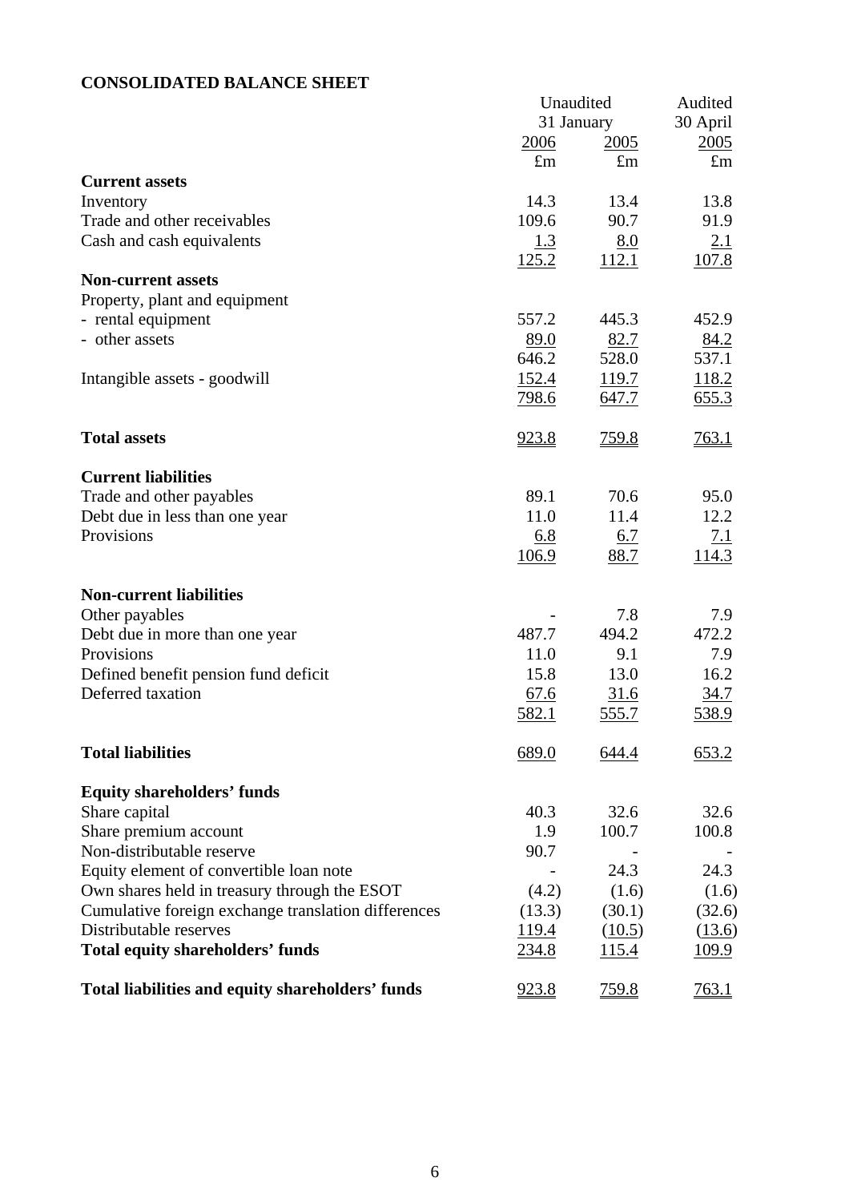## CONSOLIDATED BALANCE SHEET

| | Unaudited | | Audited |
|---|---|---|---|
| | 31 January | | 30 April |
| | 2006 | 2005 | 2005 |
| | £m | £m | £m |
| **Current assets** | | | |
| Inventory | 14.3 | 13.4 | 13.8 |
| Trade and other receivables | 109.6 | 90.7 | 91.9 |
| Cash and cash equivalents | 1.3 | 8.0 | 2.1 |
| | 125.2 | 112.1 | 107.8 |
| **Non-current assets** | | | |
| Property, plant and equipment | | | |
| - rental equipment | 557.2 | 445.3 | 452.9 |
| - other assets | 89.0 | 82.7 | 84.2 |
| | 646.2 | 528.0 | 537.1 |
| Intangible assets - goodwill | 152.4 | 119.7 | 118.2 |
| | 798.6 | 647.7 | 655.3 |
| **Total assets** | 923.8 | 759.8 | 763.1 |
| **Current liabilities** | | | |
| Trade and other payables | 89.1 | 70.6 | 95.0 |
| Debt due in less than one year | 11.0 | 11.4 | 12.2 |
| Provisions | 6.8 | 6.7 | 7.1 |
| | 106.9 | 88.7 | 114.3 |
| **Non-current liabilities** | | | |
| Other payables | - | 7.8 | 7.9 |
| Debt due in more than one year | 487.7 | 494.2 | 472.2 |
| Provisions | 11.0 | 9.1 | 7.9 |
| Defined benefit pension fund deficit | 15.8 | 13.0 | 16.2 |
| Deferred taxation | 67.6 | 31.6 | 34.7 |
| | 582.1 | 555.7 | 538.9 |
| **Total liabilities** | 689.0 | 644.4 | 653.2 |
| **Equity shareholders' funds** | | | |
| Share capital | 40.3 | 32.6 | 32.6 |
| Share premium account | 1.9 | 100.7 | 100.8 |
| Non-distributable reserve | 90.7 | - | - |
| Equity element of convertible loan note | - | 24.3 | 24.3 |
| Own shares held in treasury through the ESOT | (4.2) | (1.6) | (1.6) |
| Cumulative foreign exchange translation differences | (13.3) | (30.1) | (32.6) |
| Distributable reserves | 119.4 | (10.5) | (13.6) |
| **Total equity shareholders' funds** | 234.8 | 115.4 | 109.9 |
| **Total liabilities and equity shareholders' funds** | 923.8 | 759.8 | 763.1 |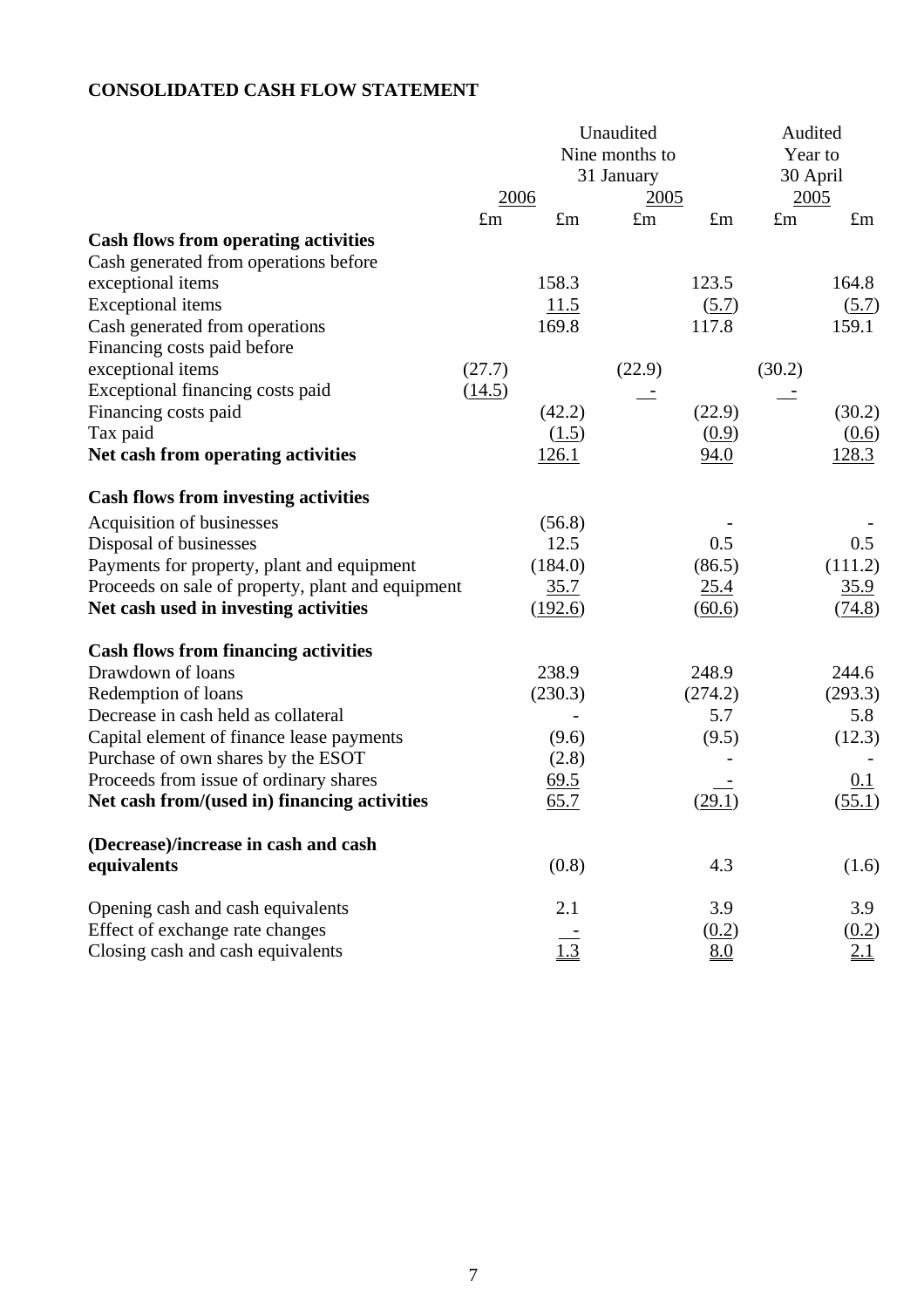# CONSOLIDATED CASH FLOW STATEMENT

| | Unaudited Nine months to 31 January 2006 | | Unaudited Nine months to 31 January 2005 | | Audited Year to 30 April 2005 | |
|---|---|---|---|---|---|---|
| | £m | £m | £m | £m | £m | £m |
| **Cash flows from operating activities** | | | | | | |
| Cash generated from operations before exceptional items | | 158.3 | | 123.5 | | 164.8 |
| Exceptional items | | 11.5 | | (5.7) | | (5.7) |
| Cash generated from operations | | 169.8 | | 117.8 | | 159.1 |
| Financing costs paid before exceptional items | (27.7) | | (22.9) | | (30.2) | |
| Exceptional financing costs paid | (14.5) | | - | | - | |
| Financing costs paid | | (42.2) | | (22.9) | | (30.2) |
| Tax paid | | (1.5) | | (0.9) | | (0.6) |
| **Net cash from operating activities** | | 126.1 | | 94.0 | | 128.3 |
| **Cash flows from investing activities** | | | | | | |
| Acquisition of businesses | | (56.8) | | - | | - |
| Disposal of businesses | | 12.5 | | 0.5 | | 0.5 |
| Payments for property, plant and equipment | | (184.0) | | (86.5) | | (111.2) |
| Proceeds on sale of property, plant and equipment | | 35.7 | | 25.4 | | 35.9 |
| **Net cash used in investing activities** | | (192.6) | | (60.6) | | (74.8) |
| **Cash flows from financing activities** | | | | | | |
| Drawdown of loans | | 238.9 | | 248.9 | | 244.6 |
| Redemption of loans | | (230.3) | | (274.2) | | (293.3) |
| Decrease in cash held as collateral | | - | | 5.7 | | 5.8 |
| Capital element of finance lease payments | | (9.6) | | (9.5) | | (12.3) |
| Purchase of own shares by the ESOT | | (2.8) | | - | | - |
| Proceeds from issue of ordinary shares | | 69.5 | | - | | 0.1 |
| **Net cash from/(used in) financing activities** | | 65.7 | | (29.1) | | (55.1) |
| **(Decrease)/increase in cash and cash equivalents** | | (0.8) | | 4.3 | | (1.6) |
| Opening cash and cash equivalents | | 2.1 | | 3.9 | | 3.9 |
| Effect of exchange rate changes | | - | | (0.2) | | (0.2) |
| Closing cash and cash equivalents | | 1.3 | | 8.0 | | 2.1 |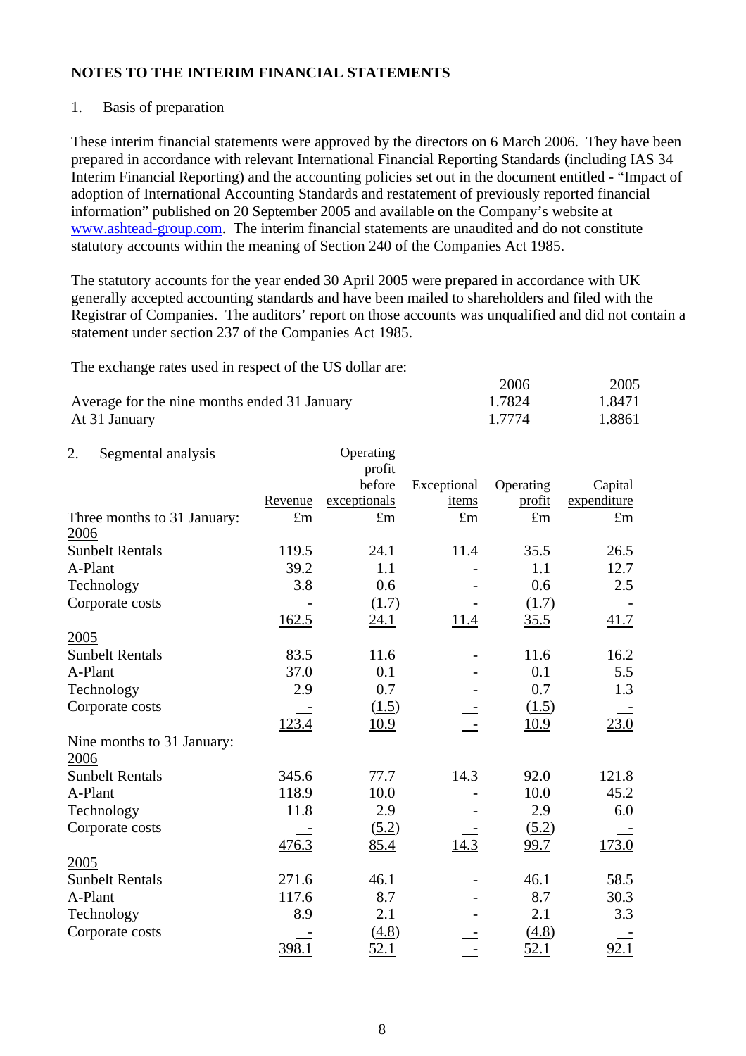## NOTES TO THE INTERIM FINANCIAL STATEMENTS

1. Basis of preparation

These interim financial statements were approved by the directors on 6 March 2006. They have been prepared in accordance with relevant International Financial Reporting Standards (including IAS 34 Interim Financial Reporting) and the accounting policies set out in the document entitled - "Impact of adoption of International Accounting Standards and restatement of previously reported financial information" published on 20 September 2005 and available on the Company's website at www.ashtead-group.com. The interim financial statements are unaudited and do not constitute statutory accounts within the meaning of Section 240 of the Companies Act 1985.

The statutory accounts for the year ended 30 April 2005 were prepared in accordance with UK generally accepted accounting standards and have been mailed to shareholders and filed with the Registrar of Companies. The auditors' report on those accounts was unqualified and did not contain a statement under section 237 of the Companies Act 1985.

The exchange rates used in respect of the US dollar are:

| | 2006 | 2005 |
|---|---|---|
| Average for the nine months ended 31 January | 1.7824 | 1.8471 |
| At 31 January | 1.7774 | 1.8861 |

2. Segmental analysis

| | Revenue | Operating profit before exceptionals | Exceptional items | Operating profit | Capital expenditure |
|---|---|---|---|---|---|
| Three months to 31 January: | £m | £m | £m | £m | £m |
| 2006 | | | | | |
| Sunbelt Rentals | 119.5 | 24.1 | 11.4 | 35.5 | 26.5 |
| A-Plant | 39.2 | 1.1 | - | 1.1 | 12.7 |
| Technology | 3.8 | 0.6 | - | 0.6 | 2.5 |
| Corporate costs | - | (1.7) | - | (1.7) | - |
| | 162.5 | 24.1 | 11.4 | 35.5 | 41.7 |
| 2005 | | | | | |
| Sunbelt Rentals | 83.5 | 11.6 | - | 11.6 | 16.2 |
| A-Plant | 37.0 | 0.1 | - | 0.1 | 5.5 |
| Technology | 2.9 | 0.7 | - | 0.7 | 1.3 |
| Corporate costs | - | (1.5) | - | (1.5) | - |
| | 123.4 | 10.9 | - | 10.9 | 23.0 |
| Nine months to 31 January: | | | | | |
| 2006 | | | | | |
| Sunbelt Rentals | 345.6 | 77.7 | 14.3 | 92.0 | 121.8 |
| A-Plant | 118.9 | 10.0 | - | 10.0 | 45.2 |
| Technology | 11.8 | 2.9 | - | 2.9 | 6.0 |
| Corporate costs | - | (5.2) | - | (5.2) | - |
| | 476.3 | 85.4 | 14.3 | 99.7 | 173.0 |
| 2005 | | | | | |
| Sunbelt Rentals | 271.6 | 46.1 | - | 46.1 | 58.5 |
| A-Plant | 117.6 | 8.7 | - | 8.7 | 30.3 |
| Technology | 8.9 | 2.1 | - | 2.1 | 3.3 |
| Corporate costs | - | (4.8) | - | (4.8) | - |
| | 398.1 | 52.1 | - | 52.1 | 92.1 |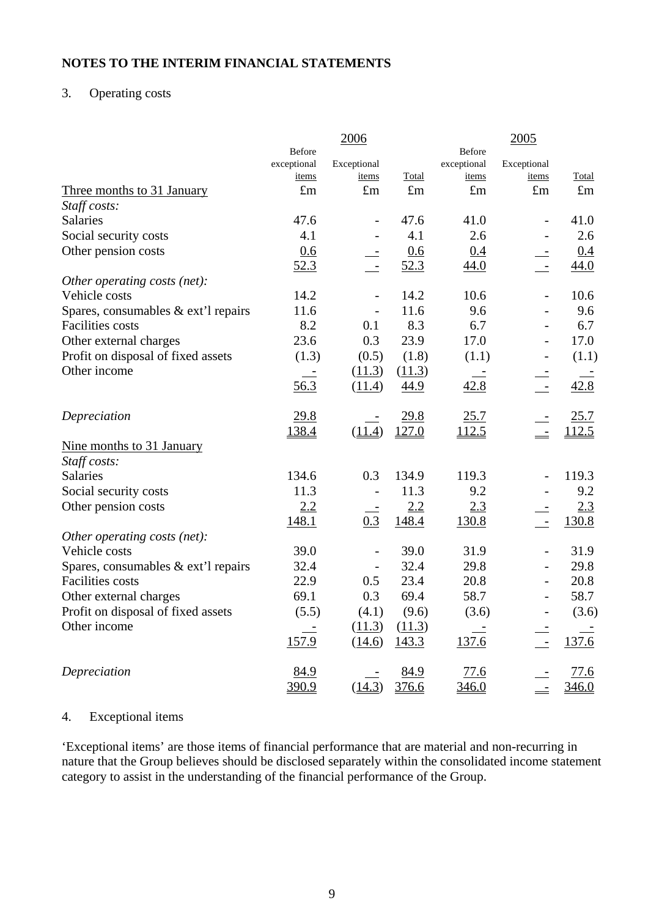# NOTES TO THE INTERIM FINANCIAL STATEMENTS

## 3. Operating costs

| | 2006 | | | 2005 | | |
|---|---|---|---|---|---|---|
| | Before exceptional items | Exceptional items | Total | Before exceptional items | Exceptional items | Total |
| Three months to 31 January | £m | £m | £m | £m | £m | £m |
| *Staff costs:* | | | | | | |
| Salaries | 47.6 | - | 47.6 | 41.0 | - | 41.0 |
| Social security costs | 4.1 | - | 4.1 | 2.6 | - | 2.6 |
| Other pension costs | 0.6 | - | 0.6 | 0.4 | - | 0.4 |
| | 52.3 | - | 52.3 | 44.0 | - | 44.0 |
| *Other operating costs (net):* | | | | | | |
| Vehicle costs | 14.2 | - | 14.2 | 10.6 | - | 10.6 |
| Spares, consumables & ext'l repairs | 11.6 | - | 11.6 | 9.6 | - | 9.6 |
| Facilities costs | 8.2 | 0.1 | 8.3 | 6.7 | - | 6.7 |
| Other external charges | 23.6 | 0.3 | 23.9 | 17.0 | - | 17.0 |
| Profit on disposal of fixed assets | (1.3) | (0.5) | (1.8) | (1.1) | - | (1.1) |
| Other income | - | (11.3) | (11.3) | - | - | - |
| | 56.3 | (11.4) | 44.9 | 42.8 | - | 42.8 |
| *Depreciation* | 29.8 | - | 29.8 | 25.7 | - | 25.7 |
| | 138.4 | (11.4) | 127.0 | 112.5 | - | 112.5 |
| Nine months to 31 January | | | | | | |
| *Staff costs:* | | | | | | |
| Salaries | 134.6 | 0.3 | 134.9 | 119.3 | - | 119.3 |
| Social security costs | 11.3 | - | 11.3 | 9.2 | - | 9.2 |
| Other pension costs | 2.2 | - | 2.2 | 2.3 | - | 2.3 |
| | 148.1 | 0.3 | 148.4 | 130.8 | - | 130.8 |
| *Other operating costs (net):* | | | | | | |
| Vehicle costs | 39.0 | - | 39.0 | 31.9 | - | 31.9 |
| Spares, consumables & ext'l repairs | 32.4 | - | 32.4 | 29.8 | - | 29.8 |
| Facilities costs | 22.9 | 0.5 | 23.4 | 20.8 | - | 20.8 |
| Other external charges | 69.1 | 0.3 | 69.4 | 58.7 | - | 58.7 |
| Profit on disposal of fixed assets | (5.5) | (4.1) | (9.6) | (3.6) | - | (3.6) |
| Other income | - | (11.3) | (11.3) | - | - | - |
| | 157.9 | (14.6) | 143.3 | 137.6 | - | 137.6 |
| *Depreciation* | 84.9 | - | 84.9 | 77.6 | - | 77.6 |
| | 390.9 | (14.3) | 376.6 | 346.0 | - | 346.0 |

## 4. Exceptional items

'Exceptional items' are those items of financial performance that are material and non-recurring in nature that the Group believes should be disclosed separately within the consolidated income statement category to assist in the understanding of the financial performance of the Group.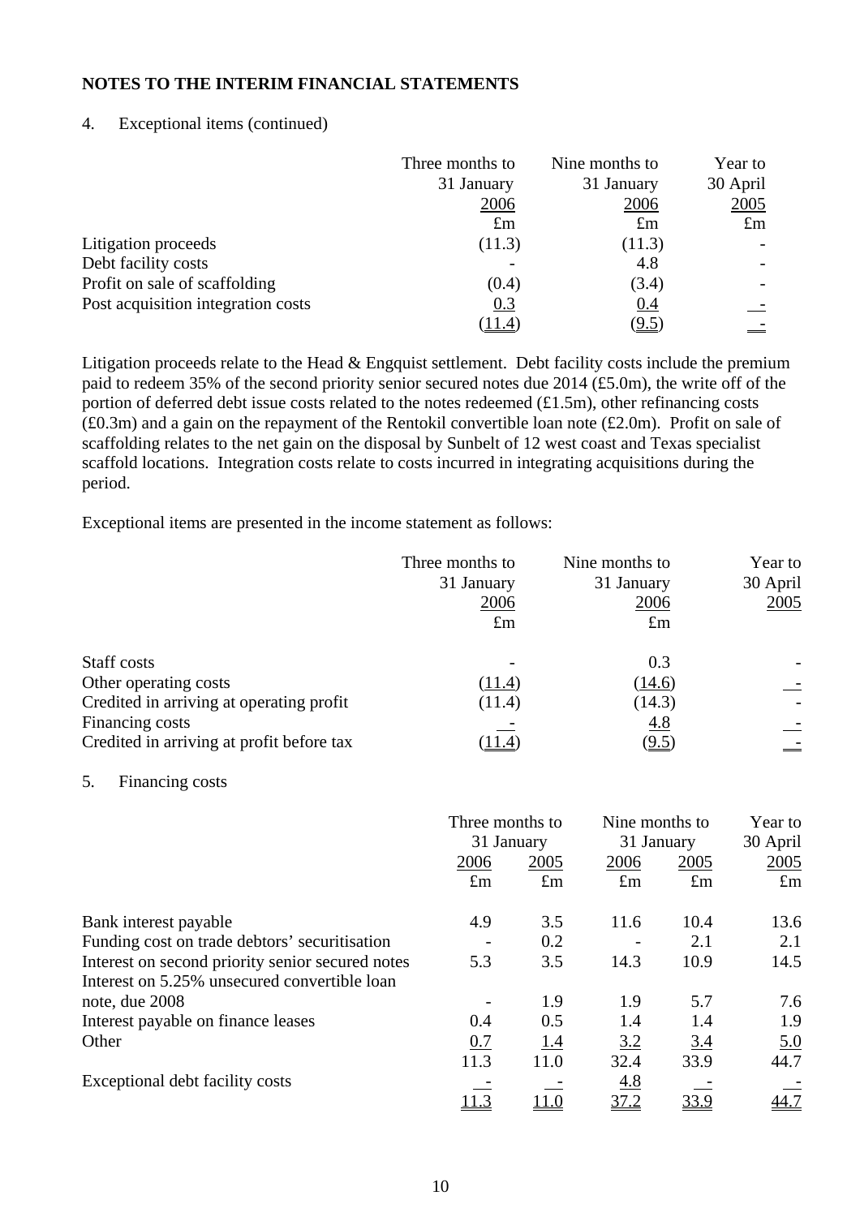## NOTES TO THE INTERIM FINANCIAL STATEMENTS

4. Exceptional items (continued)

| | Three months to 31 January 2006 | Nine months to 31 January 2006 | Year to 30 April 2005 |
|---|---|---|---|
| | £m | £m | £m |
| Litigation proceeds | (11.3) | (11.3) | - |
| Debt facility costs | - | 4.8 | - |
| Profit on sale of scaffolding | (0.4) | (3.4) | - |
| Post acquisition integration costs | 0.3 | 0.4 | - |
| | (11.4) | (9.5) | - |

Litigation proceeds relate to the Head & Engquist settlement. Debt facility costs include the premium paid to redeem 35% of the second priority senior secured notes due 2014 (£5.0m), the write off of the portion of deferred debt issue costs related to the notes redeemed (£1.5m), other refinancing costs (£0.3m) and a gain on the repayment of the Rentokil convertible loan note (£2.0m). Profit on sale of scaffolding relates to the net gain on the disposal by Sunbelt of 12 west coast and Texas specialist scaffold locations. Integration costs relate to costs incurred in integrating acquisitions during the period.

Exceptional items are presented in the income statement as follows:

| | Three months to 31 January 2006 | Nine months to 31 January 2006 | Year to 30 April 2005 |
|---|---|---|---|
| | £m | £m | |
| Staff costs | - | 0.3 | - |
| Other operating costs | (11.4) | (14.6) | - |
| Credited in arriving at operating profit | (11.4) | (14.3) | - |
| Financing costs | - | 4.8 | - |
| Credited in arriving at profit before tax | (11.4) | (9.5) | - |

5. Financing costs

| | Three months to 31 January | | Nine months to 31 January | | Year to 30 April |
|---|---|---|---|---|---|
| | 2006 | 2005 | 2006 | 2005 | 2005 |
| | £m | £m | £m | £m | £m |
| Bank interest payable | 4.9 | 3.5 | 11.6 | 10.4 | 13.6 |
| Funding cost on trade debtors' securitisation | - | 0.2 | - | 2.1 | 2.1 |
| Interest on second priority senior secured notes | 5.3 | 3.5 | 14.3 | 10.9 | 14.5 |
| Interest on 5.25% unsecured convertible loan note, due 2008 | - | 1.9 | 1.9 | 5.7 | 7.6 |
| Interest payable on finance leases | 0.4 | 0.5 | 1.4 | 1.4 | 1.9 |
| Other | 0.7 | 1.4 | 3.2 | 3.4 | 5.0 |
| | 11.3 | 11.0 | 32.4 | 33.9 | 44.7 |
| Exceptional debt facility costs | - | - | 4.8 | - | - |
| | 11.3 | 11.0 | 37.2 | 33.9 | 44.7 |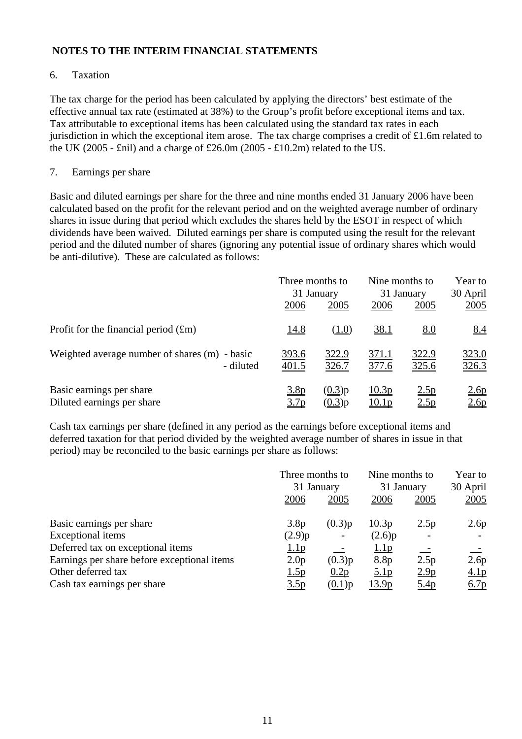## NOTES TO THE INTERIM FINANCIAL STATEMENTS

6. Taxation

The tax charge for the period has been calculated by applying the directors' best estimate of the effective annual tax rate (estimated at 38%) to the Group's profit before exceptional items and tax. Tax attributable to exceptional items has been calculated using the standard tax rates in each jurisdiction in which the exceptional item arose. The tax charge comprises a credit of £1.6m related to the UK (2005 - £nil) and a charge of £26.0m (2005 - £10.2m) related to the US.

7. Earnings per share

Basic and diluted earnings per share for the three and nine months ended 31 January 2006 have been calculated based on the profit for the relevant period and on the weighted average number of ordinary shares in issue during that period which excludes the shares held by the ESOT in respect of which dividends have been waived. Diluted earnings per share is computed using the result for the relevant period and the diluted number of shares (ignoring any potential issue of ordinary shares which would be anti-dilutive). These are calculated as follows:

| | Three months to 31 January | | Nine months to 31 January | | Year to 30 April |
|---|---|---|---|---|---|
| | 2006 | 2005 | 2006 | 2005 | 2005 |
| Profit for the financial period (£m) | 14.8 | (1.0) | 38.1 | 8.0 | 8.4 |
| Weighted average number of shares (m) - basic | 393.6 | 322.9 | 371.1 | 322.9 | 323.0 |
| - diluted | 401.5 | 326.7 | 377.6 | 325.6 | 326.3 |
| Basic earnings per share | 3.8p | (0.3)p | 10.3p | 2.5p | 2.6p |
| Diluted earnings per share | 3.7p | (0.3)p | 10.1p | 2.5p | 2.6p |

Cash tax earnings per share (defined in any period as the earnings before exceptional items and deferred taxation for that period divided by the weighted average number of shares in issue in that period) may be reconciled to the basic earnings per share as follows:

| | Three months to 31 January | | Nine months to 31 January | | Year to 30 April |
|---|---|---|---|---|---|
| | 2006 | 2005 | 2006 | 2005 | 2005 |
| Basic earnings per share | 3.8p | (0.3)p | 10.3p | 2.5p | 2.6p |
| Exceptional items | (2.9)p | - | (2.6)p | - | - |
| Deferred tax on exceptional items | 1.1p | - | 1.1p | - | - |
| Earnings per share before exceptional items | 2.0p | (0.3)p | 8.8p | 2.5p | 2.6p |
| Other deferred tax | 1.5p | 0.2p | 5.1p | 2.9p | 4.1p |
| Cash tax earnings per share | 3.5p | (0.1)p | 13.9p | 5.4p | 6.7p |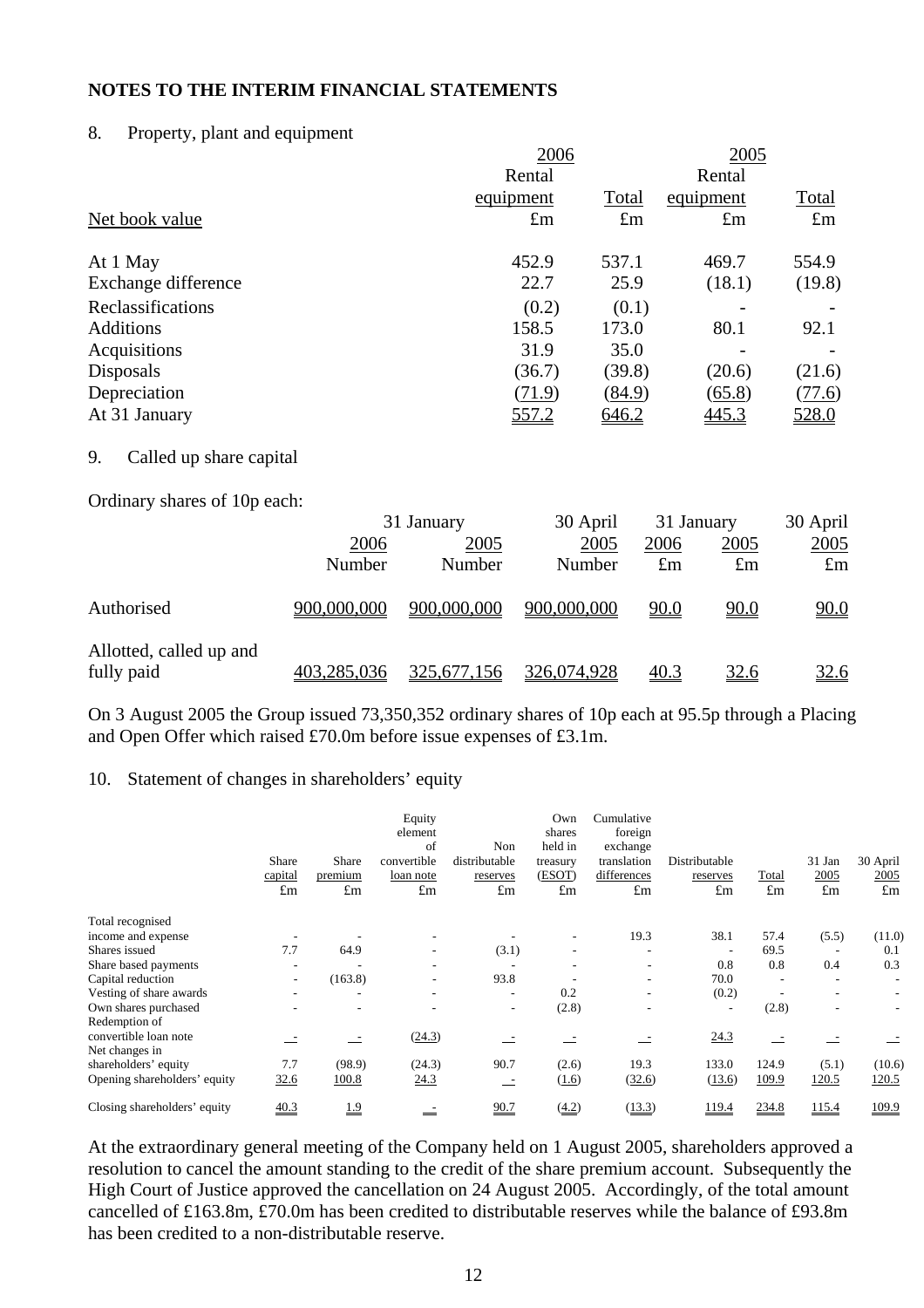# NOTES TO THE INTERIM FINANCIAL STATEMENTS

## 8. Property, plant and equipment

| | 2006 | | 2005 | |
|---|---|---|---|---|
| | Rental equipment | Total | Rental equipment | Total |
| Net book value | £m | £m | £m | £m |
| At 1 May | 452.9 | 537.1 | 469.7 | 554.9 |
| Exchange difference | 22.7 | 25.9 | (18.1) | (19.8) |
| Reclassifications | (0.2) | (0.1) | - | - |
| Additions | 158.5 | 173.0 | 80.1 | 92.1 |
| Acquisitions | 31.9 | 35.0 | - | - |
| Disposals | (36.7) | (39.8) | (20.6) | (21.6) |
| Depreciation | (71.9) | (84.9) | (65.8) | (77.6) |
| At 31 January | 557.2 | 646.2 | 445.3 | 528.0 |

## 9. Called up share capital

Ordinary shares of 10p each:

| | 31 January | | 30 April | 31 January | | 30 April |
|---|---|---|---|---|---|---|
| | 2006 | 2005 | 2005 | 2006 | 2005 | 2005 |
| | Number | Number | Number | £m | £m | £m |
| Authorised | 900,000,000 | 900,000,000 | 900,000,000 | 90.0 | 90.0 | 90.0 |
| Allotted, called up and fully paid | 403,285,036 | 325,677,156 | 326,074,928 | 40.3 | 32.6 | 32.6 |

On 3 August 2005 the Group issued 73,350,352 ordinary shares of 10p each at 95.5p through a Placing and Open Offer which raised £70.0m before issue expenses of £3.1m.

## 10. Statement of changes in shareholders' equity

| | Share capital | Share premium | Equity element of convertible loan note | Non distributable reserves | Own shares held in treasury (ESOT) | Cumulative foreign exchange translation differences | Distributable reserves | Total | 31 Jan 2005 | 30 April 2005 |
|---|---|---|---|---|---|---|---|---|---|---|
| | £m | £m | £m | £m | £m | £m | £m | £m | £m | £m |
| Total recognised income and expense | - | - | - | - | - | 19.3 | 38.1 | 57.4 | (5.5) | (11.0) |
| Shares issued | 7.7 | 64.9 | - | (3.1) | - | - | - | 69.5 | - | 0.1 |
| Share based payments | - | - | - | - | - | - | 0.8 | 0.8 | 0.4 | 0.3 |
| Capital reduction | - | (163.8) | - | 93.8 | - | - | 70.0 | - | - | - |
| Vesting of share awards | - | - | - | - | 0.2 | - | (0.2) | - | - | - |
| Own shares purchased | - | - | - | - | (2.8) | - | - | (2.8) | - | - |
| Redemption of convertible loan note | - | - | (24.3) | - | - | - | 24.3 | - | - | - |
| Net changes in shareholders' equity | 7.7 | (98.9) | (24.3) | 90.7 | (2.6) | 19.3 | 133.0 | 124.9 | (5.1) | (10.6) |
| Opening shareholders' equity | 32.6 | 100.8 | 24.3 | - | (1.6) | (32.6) | (13.6) | 109.9 | 120.5 | 120.5 |
| Closing shareholders' equity | 40.3 | 1.9 | - | 90.7 | (4.2) | (13.3) | 119.4 | 234.8 | 115.4 | 109.9 |

At the extraordinary general meeting of the Company held on 1 August 2005, shareholders approved a resolution to cancel the amount standing to the credit of the share premium account. Subsequently the High Court of Justice approved the cancellation on 24 August 2005. Accordingly, of the total amount cancelled of £163.8m, £70.0m has been credited to distributable reserves while the balance of £93.8m has been credited to a non-distributable reserve.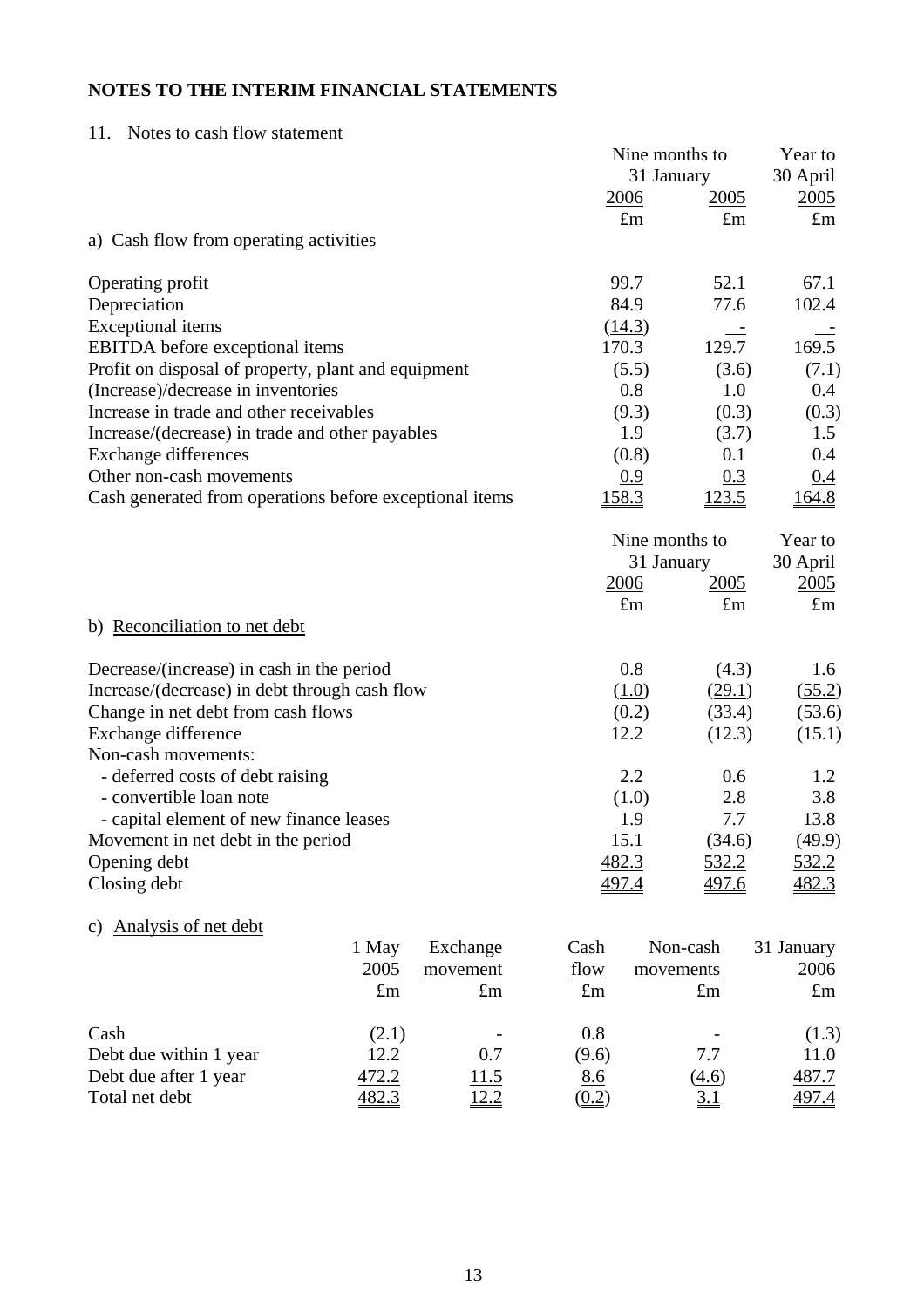## NOTES TO THE INTERIM FINANCIAL STATEMENTS

11. Notes to cash flow statement

a) Cash flow from operating activities

| | Nine months to 31 January 2006 £m | Nine months to 31 January 2005 £m | Year to 30 April 2005 £m |
|---|---|---|---|
| Operating profit | 99.7 | 52.1 | 67.1 |
| Depreciation | 84.9 | 77.6 | 102.4 |
| Exceptional items | (14.3) | - | - |
| EBITDA before exceptional items | 170.3 | 129.7 | 169.5 |
| Profit on disposal of property, plant and equipment | (5.5) | (3.6) | (7.1) |
| (Increase)/decrease in inventories | 0.8 | 1.0 | 0.4 |
| Increase in trade and other receivables | (9.3) | (0.3) | (0.3) |
| Increase/(decrease) in trade and other payables | 1.9 | (3.7) | 1.5 |
| Exchange differences | (0.8) | 0.1 | 0.4 |
| Other non-cash movements | 0.9 | 0.3 | 0.4 |
| Cash generated from operations before exceptional items | 158.3 | 123.5 | 164.8 |

b) Reconciliation to net debt

| | Nine months to 31 January 2006 £m | Nine months to 31 January 2005 £m | Year to 30 April 2005 £m |
|---|---|---|---|
| Decrease/(increase) in cash in the period | 0.8 | (4.3) | 1.6 |
| Increase/(decrease) in debt through cash flow | (1.0) | (29.1) | (55.2) |
| Change in net debt from cash flows | (0.2) | (33.4) | (53.6) |
| Exchange difference | 12.2 | (12.3) | (15.1) |
| Non-cash movements: | | | |
| - deferred costs of debt raising | 2.2 | 0.6 | 1.2 |
| - convertible loan note | (1.0) | 2.8 | 3.8 |
| - capital element of new finance leases | 1.9 | 7.7 | 13.8 |
| Movement in net debt in the period | 15.1 | (34.6) | (49.9) |
| Opening debt | 482.3 | 532.2 | 532.2 |
| Closing debt | 497.4 | 497.6 | 482.3 |

c) Analysis of net debt

| | 1 May 2005 £m | Exchange movement £m | Cash flow £m | Non-cash movements £m | 31 January 2006 £m |
|---|---|---|---|---|---|
| Cash | (2.1) | - | 0.8 | - | (1.3) |
| Debt due within 1 year | 12.2 | 0.7 | (9.6) | 7.7 | 11.0 |
| Debt due after 1 year | 472.2 | 11.5 | 8.6 | (4.6) | 487.7 |
| Total net debt | 482.3 | 12.2 | (0.2) | 3.1 | 497.4 |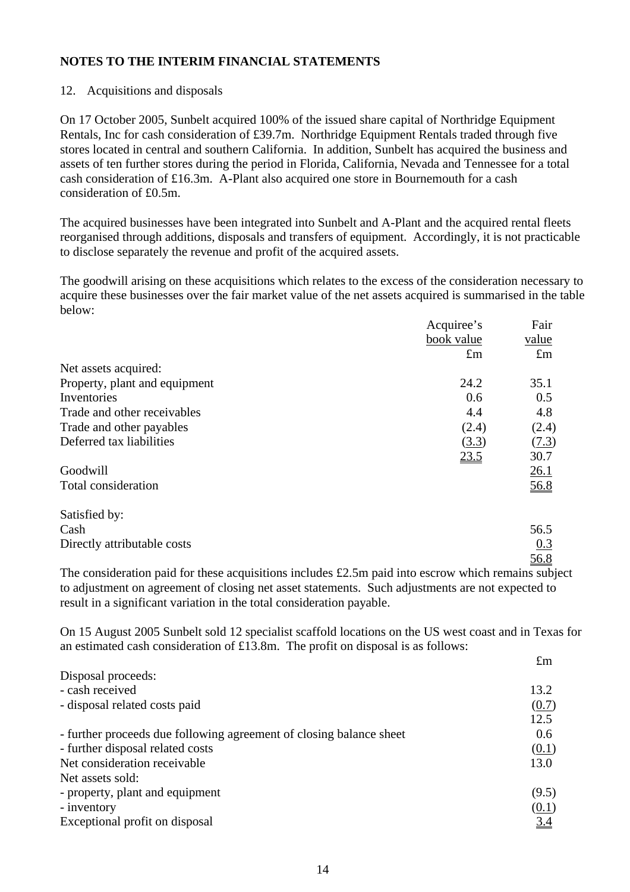# NOTES TO THE INTERIM FINANCIAL STATEMENTS

12. Acquisitions and disposals

On 17 October 2005, Sunbelt acquired 100% of the issued share capital of Northridge Equipment Rentals, Inc for cash consideration of £39.7m. Northridge Equipment Rentals traded through five stores located in central and southern California. In addition, Sunbelt has acquired the business and assets of ten further stores during the period in Florida, California, Nevada and Tennessee for a total cash consideration of £16.3m. A-Plant also acquired one store in Bournemouth for a cash consideration of £0.5m.

The acquired businesses have been integrated into Sunbelt and A-Plant and the acquired rental fleets reorganised through additions, disposals and transfers of equipment. Accordingly, it is not practicable to disclose separately the revenue and profit of the acquired assets.

The goodwill arising on these acquisitions which relates to the excess of the consideration necessary to acquire these businesses over the fair market value of the net assets acquired is summarised in the table below:

| | Acquiree's book value £m | Fair value £m |
|---|---|---|
| Net assets acquired: | | |
| Property, plant and equipment | 24.2 | 35.1 |
| Inventories | 0.6 | 0.5 |
| Trade and other receivables | 4.4 | 4.8 |
| Trade and other payables | (2.4) | (2.4) |
| Deferred tax liabilities | (3.3) | (7.3) |
| | 23.5 | 30.7 |
| Goodwill | | 26.1 |
| Total consideration | | 56.8 |
| | | |
| Satisfied by: | | |
| Cash | | 56.5 |
| Directly attributable costs | | 0.3 |
| | | 56.8 |

The consideration paid for these acquisitions includes £2.5m paid into escrow which remains subject to adjustment on agreement of closing net asset statements. Such adjustments are not expected to result in a significant variation in the total consideration payable.

On 15 August 2005 Sunbelt sold 12 specialist scaffold locations on the US west coast and in Texas for an estimated cash consideration of £13.8m. The profit on disposal is as follows:

| | £m |
|---|---|
| Disposal proceeds: | |
| - cash received | 13.2 |
| - disposal related costs paid | (0.7) |
| | 12.5 |
| - further proceeds due following agreement of closing balance sheet | 0.6 |
| - further disposal related costs | (0.1) |
| Net consideration receivable | 13.0 |
| Net assets sold: | |
| - property, plant and equipment | (9.5) |
| - inventory | (0.1) |
| Exceptional profit on disposal | 3.4 |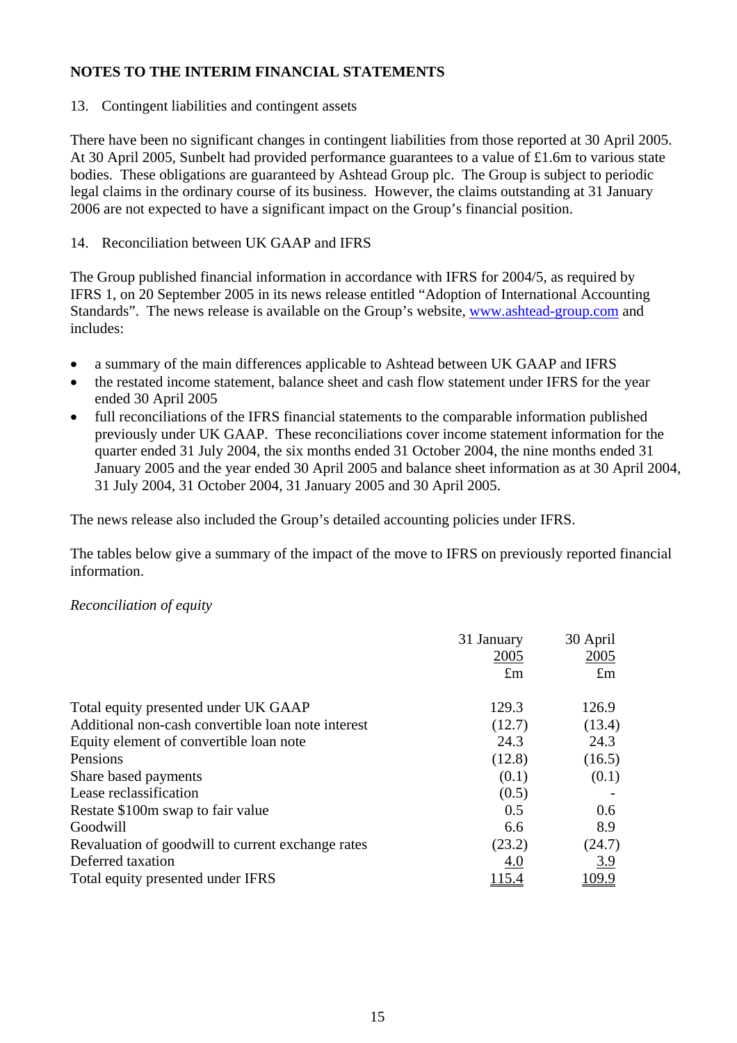## NOTES TO THE INTERIM FINANCIAL STATEMENTS

13. Contingent liabilities and contingent assets

There have been no significant changes in contingent liabilities from those reported at 30 April 2005. At 30 April 2005, Sunbelt had provided performance guarantees to a value of £1.6m to various state bodies. These obligations are guaranteed by Ashtead Group plc. The Group is subject to periodic legal claims in the ordinary course of its business. However, the claims outstanding at 31 January 2006 are not expected to have a significant impact on the Group's financial position.

14. Reconciliation between UK GAAP and IFRS

The Group published financial information in accordance with IFRS for 2004/5, as required by IFRS 1, on 20 September 2005 in its news release entitled "Adoption of International Accounting Standards". The news release is available on the Group's website, www.ashtead-group.com and includes:

- a summary of the main differences applicable to Ashtead between UK GAAP and IFRS
- the restated income statement, balance sheet and cash flow statement under IFRS for the year ended 30 April 2005
- full reconciliations of the IFRS financial statements to the comparable information published previously under UK GAAP. These reconciliations cover income statement information for the quarter ended 31 July 2004, the six months ended 31 October 2004, the nine months ended 31 January 2005 and the year ended 30 April 2005 and balance sheet information as at 30 April 2004, 31 July 2004, 31 October 2004, 31 January 2005 and 30 April 2005.

The news release also included the Group's detailed accounting policies under IFRS.

The tables below give a summary of the impact of the move to IFRS on previously reported financial information.

*Reconciliation of equity*

| | 31 January 2005 £m | 30 April 2005 £m |
|---|---|---|
| Total equity presented under UK GAAP | 129.3 | 126.9 |
| Additional non-cash convertible loan note interest | (12.7) | (13.4) |
| Equity element of convertible loan note | 24.3 | 24.3 |
| Pensions | (12.8) | (16.5) |
| Share based payments | (0.1) | (0.1) |
| Lease reclassification | (0.5) | - |
| Restate $100m swap to fair value | 0.5 | 0.6 |
| Goodwill | 6.6 | 8.9 |
| Revaluation of goodwill to current exchange rates | (23.2) | (24.7) |
| Deferred taxation | 4.0 | 3.9 |
| Total equity presented under IFRS | 115.4 | 109.9 |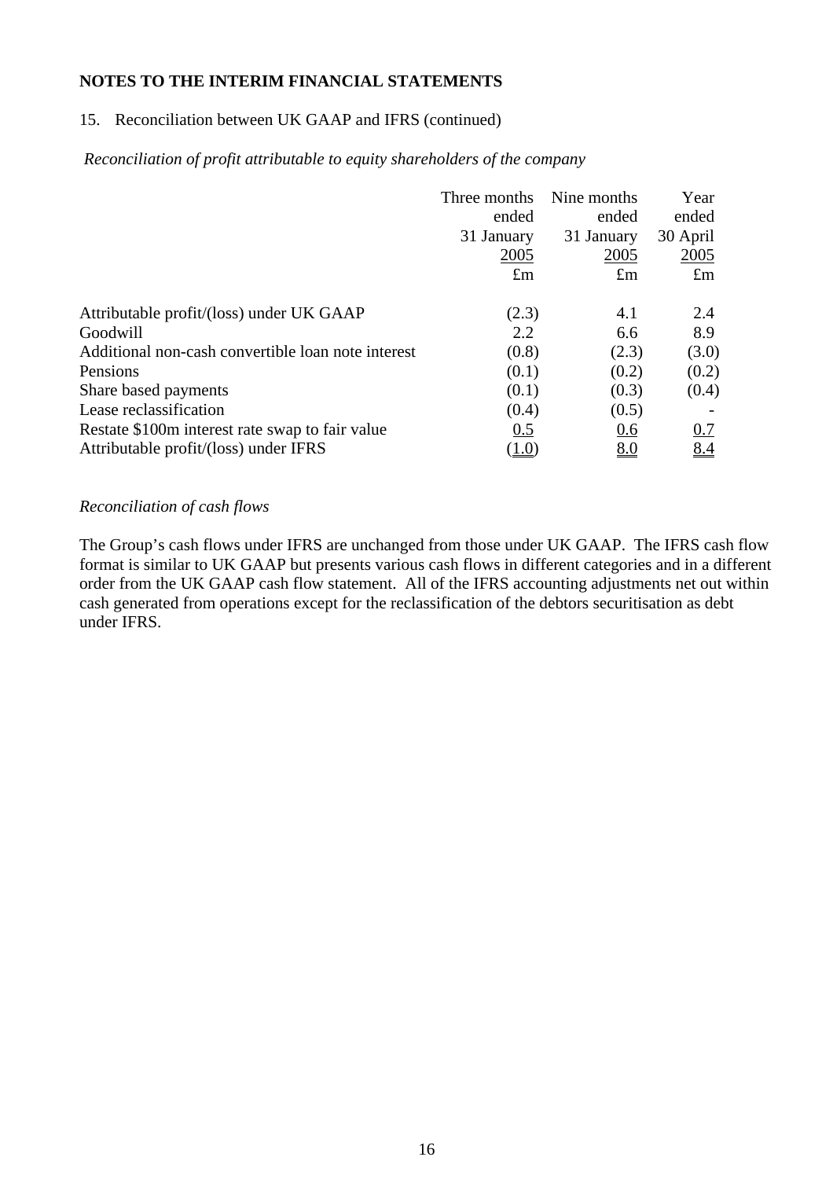## NOTES TO THE INTERIM FINANCIAL STATEMENTS

15. Reconciliation between UK GAAP and IFRS (continued)

*Reconciliation of profit attributable to equity shareholders of the company*

| | Three months ended 31 January 2005 £m | Nine months ended 31 January 2005 £m | Year ended 30 April 2005 £m |
|---|---|---|---|
| Attributable profit/(loss) under UK GAAP | (2.3) | 4.1 | 2.4 |
| Goodwill | 2.2 | 6.6 | 8.9 |
| Additional non-cash convertible loan note interest | (0.8) | (2.3) | (3.0) |
| Pensions | (0.1) | (0.2) | (0.2) |
| Share based payments | (0.1) | (0.3) | (0.4) |
| Lease reclassification | (0.4) | (0.5) | - |
| Restate $100m interest rate swap to fair value | 0.5 | 0.6 | 0.7 |
| Attributable profit/(loss) under IFRS | (1.0) | 8.0 | 8.4 |

*Reconciliation of cash flows*

The Group's cash flows under IFRS are unchanged from those under UK GAAP. The IFRS cash flow format is similar to UK GAAP but presents various cash flows in different categories and in a different order from the UK GAAP cash flow statement. All of the IFRS accounting adjustments net out within cash generated from operations except for the reclassification of the debtors securitisation as debt under IFRS.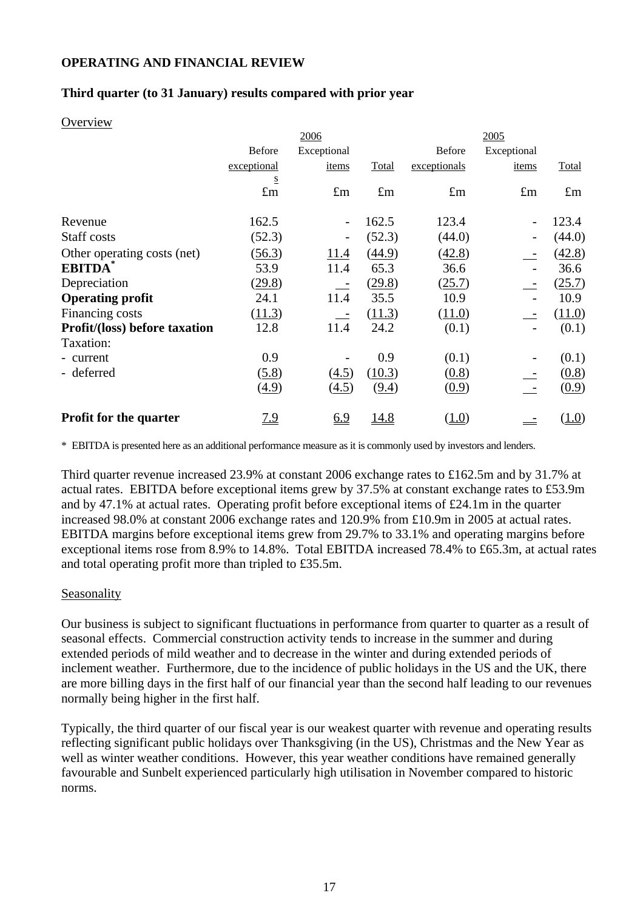**OPERATING AND FINANCIAL REVIEW**

**Third quarter (to 31 January) results compared with prior year**

Overview

| | 2006 | | | 2005 | | |
|---|---|---|---|---|---|---|
| | Before exceptionals | Exceptional items | Total | Before exceptionals | Exceptional items | Total |
| | £m | £m | £m | £m | £m | £m |
| Revenue | 162.5 | - | 162.5 | 123.4 | - | 123.4 |
| Staff costs | (52.3) | - | (52.3) | (44.0) | - | (44.0) |
| Other operating costs (net) | (56.3) | 11.4 | (44.9) | (42.8) | - | (42.8) |
| **EBITDA*** | 53.9 | 11.4 | 65.3 | 36.6 | - | 36.6 |
| Depreciation | (29.8) | - | (29.8) | (25.7) | - | (25.7) |
| **Operating profit** | 24.1 | 11.4 | 35.5 | 10.9 | - | 10.9 |
| Financing costs | (11.3) | - | (11.3) | (11.0) | - | (11.0) |
| **Profit/(loss) before taxation** | 12.8 | 11.4 | 24.2 | (0.1) | - | (0.1) |
| Taxation: | | | | | | |
| - current | 0.9 | - | 0.9 | (0.1) | - | (0.1) |
| - deferred | (5.8) | (4.5) | (10.3) | (0.8) | - | (0.8) |
| | (4.9) | (4.5) | (9.4) | (0.9) | - | (0.9) |
| **Profit for the quarter** | 7.9 | 6.9 | 14.8 | (1.0) | - | (1.0) |

\* EBITDA is presented here as an additional performance measure as it is commonly used by investors and lenders.

Third quarter revenue increased 23.9% at constant 2006 exchange rates to £162.5m and by 31.7% at actual rates. EBITDA before exceptional items grew by 37.5% at constant exchange rates to £53.9m and by 47.1% at actual rates. Operating profit before exceptional items of £24.1m in the quarter increased 98.0% at constant 2006 exchange rates and 120.9% from £10.9m in 2005 at actual rates. EBITDA margins before exceptional items grew from 29.7% to 33.1% and operating margins before exceptional items rose from 8.9% to 14.8%. Total EBITDA increased 78.4% to £65.3m, at actual rates and total operating profit more than tripled to £35.5m.

Seasonality

Our business is subject to significant fluctuations in performance from quarter to quarter as a result of seasonal effects. Commercial construction activity tends to increase in the summer and during extended periods of mild weather and to decrease in the winter and during extended periods of inclement weather. Furthermore, due to the incidence of public holidays in the US and the UK, there are more billing days in the first half of our financial year than the second half leading to our revenues normally being higher in the first half.

Typically, the third quarter of our fiscal year is our weakest quarter with revenue and operating results reflecting significant public holidays over Thanksgiving (in the US), Christmas and the New Year as well as winter weather conditions. However, this year weather conditions have remained generally favourable and Sunbelt experienced particularly high utilisation in November compared to historic norms.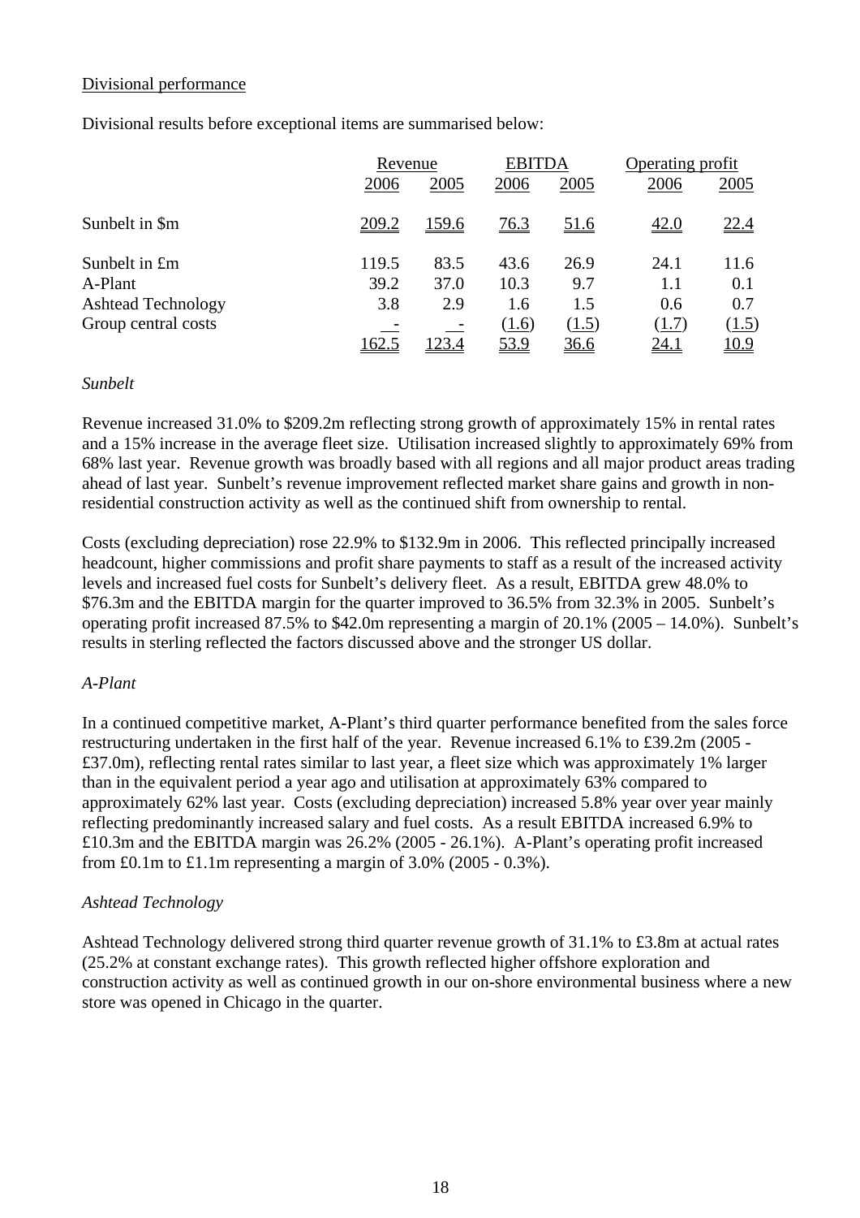Divisional performance

Divisional results before exceptional items are summarised below:

| | Revenue | | EBITDA | | Operating profit | |
|---|---|---|---|---|---|---|
| | 2006 | 2005 | 2006 | 2005 | 2006 | 2005 |
| Sunbelt in $m | 209.2 | 159.6 | 76.3 | 51.6 | 42.0 | 22.4 |
| Sunbelt in £m | 119.5 | 83.5 | 43.6 | 26.9 | 24.1 | 11.6 |
| A-Plant | 39.2 | 37.0 | 10.3 | 9.7 | 1.1 | 0.1 |
| Ashtead Technology | 3.8 | 2.9 | 1.6 | 1.5 | 0.6 | 0.7 |
| Group central costs | - | - | (1.6) | (1.5) | (1.7) | (1.5) |
| | 162.5 | 123.4 | 53.9 | 36.6 | 24.1 | 10.9 |

*Sunbelt*

Revenue increased 31.0% to $209.2m reflecting strong growth of approximately 15% in rental rates and a 15% increase in the average fleet size. Utilisation increased slightly to approximately 69% from 68% last year. Revenue growth was broadly based with all regions and all major product areas trading ahead of last year. Sunbelt's revenue improvement reflected market share gains and growth in non-residential construction activity as well as the continued shift from ownership to rental.

Costs (excluding depreciation) rose 22.9% to $132.9m in 2006. This reflected principally increased headcount, higher commissions and profit share payments to staff as a result of the increased activity levels and increased fuel costs for Sunbelt's delivery fleet. As a result, EBITDA grew 48.0% to $76.3m and the EBITDA margin for the quarter improved to 36.5% from 32.3% in 2005. Sunbelt's operating profit increased 87.5% to $42.0m representing a margin of 20.1% (2005 – 14.0%). Sunbelt's results in sterling reflected the factors discussed above and the stronger US dollar.

*A-Plant*

In a continued competitive market, A-Plant's third quarter performance benefited from the sales force restructuring undertaken in the first half of the year. Revenue increased 6.1% to £39.2m (2005 - £37.0m), reflecting rental rates similar to last year, a fleet size which was approximately 1% larger than in the equivalent period a year ago and utilisation at approximately 63% compared to approximately 62% last year. Costs (excluding depreciation) increased 5.8% year over year mainly reflecting predominantly increased salary and fuel costs. As a result EBITDA increased 6.9% to £10.3m and the EBITDA margin was 26.2% (2005 - 26.1%). A-Plant's operating profit increased from £0.1m to £1.1m representing a margin of 3.0% (2005 - 0.3%).

*Ashtead Technology*

Ashtead Technology delivered strong third quarter revenue growth of 31.1% to £3.8m at actual rates (25.2% at constant exchange rates). This growth reflected higher offshore exploration and construction activity as well as continued growth in our on-shore environmental business where a new store was opened in Chicago in the quarter.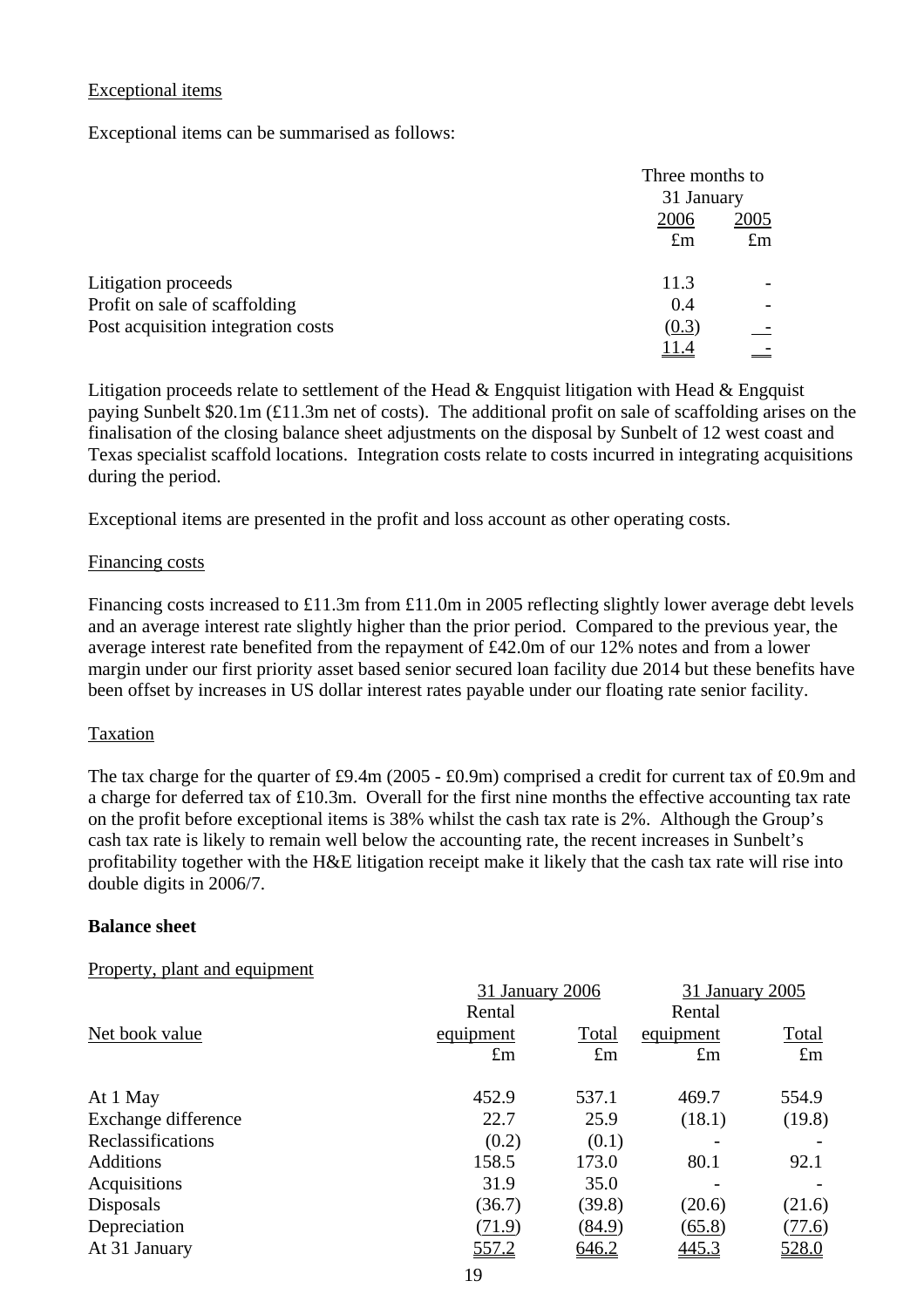## Exceptional items

Exceptional items can be summarised as follows:

| | Three months to 31 January | |
|---|---|---|
| | 2006 | 2005 |
| | £m | £m |
| Litigation proceeds | 11.3 | - |
| Profit on sale of scaffolding | 0.4 | - |
| Post acquisition integration costs | (0.3) | - |
| | 11.4 | - |

Litigation proceeds relate to settlement of the Head & Engquist litigation with Head & Engquist paying Sunbelt $20.1m (£11.3m net of costs). The additional profit on sale of scaffolding arises on the finalisation of the closing balance sheet adjustments on the disposal by Sunbelt of 12 west coast and Texas specialist scaffold locations. Integration costs relate to costs incurred in integrating acquisitions during the period.

Exceptional items are presented in the profit and loss account as other operating costs.

## Financing costs

Financing costs increased to £11.3m from £11.0m in 2005 reflecting slightly lower average debt levels and an average interest rate slightly higher than the prior period. Compared to the previous year, the average interest rate benefited from the repayment of £42.0m of our 12% notes and from a lower margin under our first priority asset based senior secured loan facility due 2014 but these benefits have been offset by increases in US dollar interest rates payable under our floating rate senior facility.

## Taxation

The tax charge for the quarter of £9.4m (2005 - £0.9m) comprised a credit for current tax of £0.9m and a charge for deferred tax of £10.3m. Overall for the first nine months the effective accounting tax rate on the profit before exceptional items is 38% whilst the cash tax rate is 2%. Although the Group's cash tax rate is likely to remain well below the accounting rate, the recent increases in Sunbelt's profitability together with the H&E litigation receipt make it likely that the cash tax rate will rise into double digits in 2006/7.

**Balance sheet**

## Property, plant and equipment

| | 31 January 2006 | | 31 January 2005 | |
|---|---|---|---|---|
| Net book value | Rental equipment | Total | Rental equipment | Total |
| | £m | £m | £m | £m |
| At 1 May | 452.9 | 537.1 | 469.7 | 554.9 |
| Exchange difference | 22.7 | 25.9 | (18.1) | (19.8) |
| Reclassifications | (0.2) | (0.1) | - | - |
| Additions | 158.5 | 173.0 | 80.1 | 92.1 |
| Acquisitions | 31.9 | 35.0 | - | - |
| Disposals | (36.7) | (39.8) | (20.6) | (21.6) |
| Depreciation | (71.9) | (84.9) | (65.8) | (77.6) |
| At 31 January | 557.2 | 646.2 | 445.3 | 528.0 |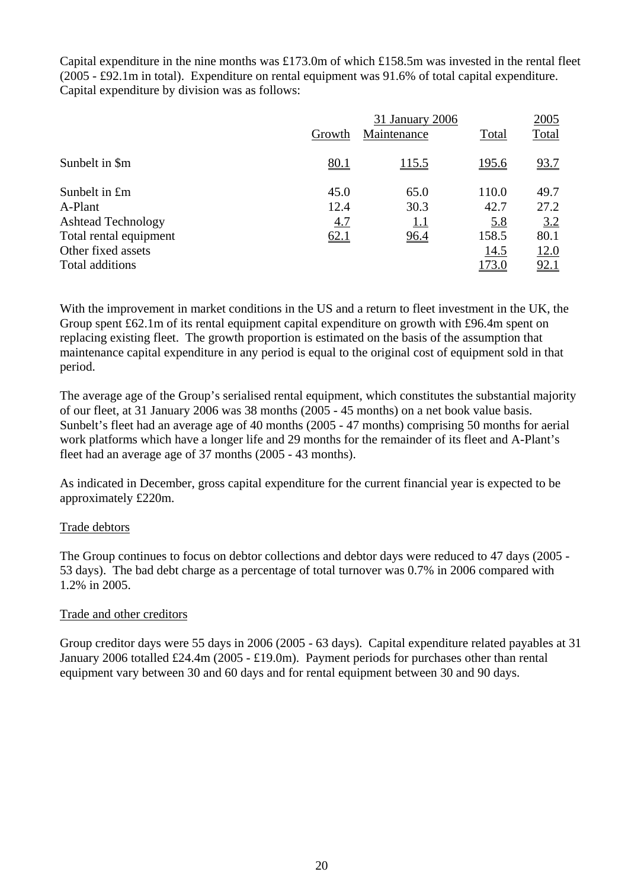Capital expenditure in the nine months was £173.0m of which £158.5m was invested in the rental fleet (2005 - £92.1m in total). Expenditure on rental equipment was 91.6% of total capital expenditure. Capital expenditure by division was as follows:

| | 31 January 2006 | | | 2005 |
|---|---|---|---|---|
| | Growth | Maintenance | Total | Total |
| Sunbelt in \$m | 80.1 | 115.5 | 195.6 | 93.7 |
| Sunbelt in £m | 45.0 | 65.0 | 110.0 | 49.7 |
| A-Plant | 12.4 | 30.3 | 42.7 | 27.2 |
| Ashtead Technology | 4.7 | 1.1 | 5.8 | 3.2 |
| Total rental equipment | 62.1 | 96.4 | 158.5 | 80.1 |
| Other fixed assets | | | 14.5 | 12.0 |
| Total additions | | | 173.0 | 92.1 |

With the improvement in market conditions in the US and a return to fleet investment in the UK, the Group spent £62.1m of its rental equipment capital expenditure on growth with £96.4m spent on replacing existing fleet. The growth proportion is estimated on the basis of the assumption that maintenance capital expenditure in any period is equal to the original cost of equipment sold in that period.

The average age of the Group's serialised rental equipment, which constitutes the substantial majority of our fleet, at 31 January 2006 was 38 months (2005 - 45 months) on a net book value basis. Sunbelt's fleet had an average age of 40 months (2005 - 47 months) comprising 50 months for aerial work platforms which have a longer life and 29 months for the remainder of its fleet and A-Plant's fleet had an average age of 37 months (2005 - 43 months).

As indicated in December, gross capital expenditure for the current financial year is expected to be approximately £220m.

## Trade debtors

The Group continues to focus on debtor collections and debtor days were reduced to 47 days (2005 - 53 days). The bad debt charge as a percentage of total turnover was 0.7% in 2006 compared with 1.2% in 2005.

## Trade and other creditors

Group creditor days were 55 days in 2006 (2005 - 63 days). Capital expenditure related payables at 31 January 2006 totalled £24.4m (2005 - £19.0m). Payment periods for purchases other than rental equipment vary between 30 and 60 days and for rental equipment between 30 and 90 days.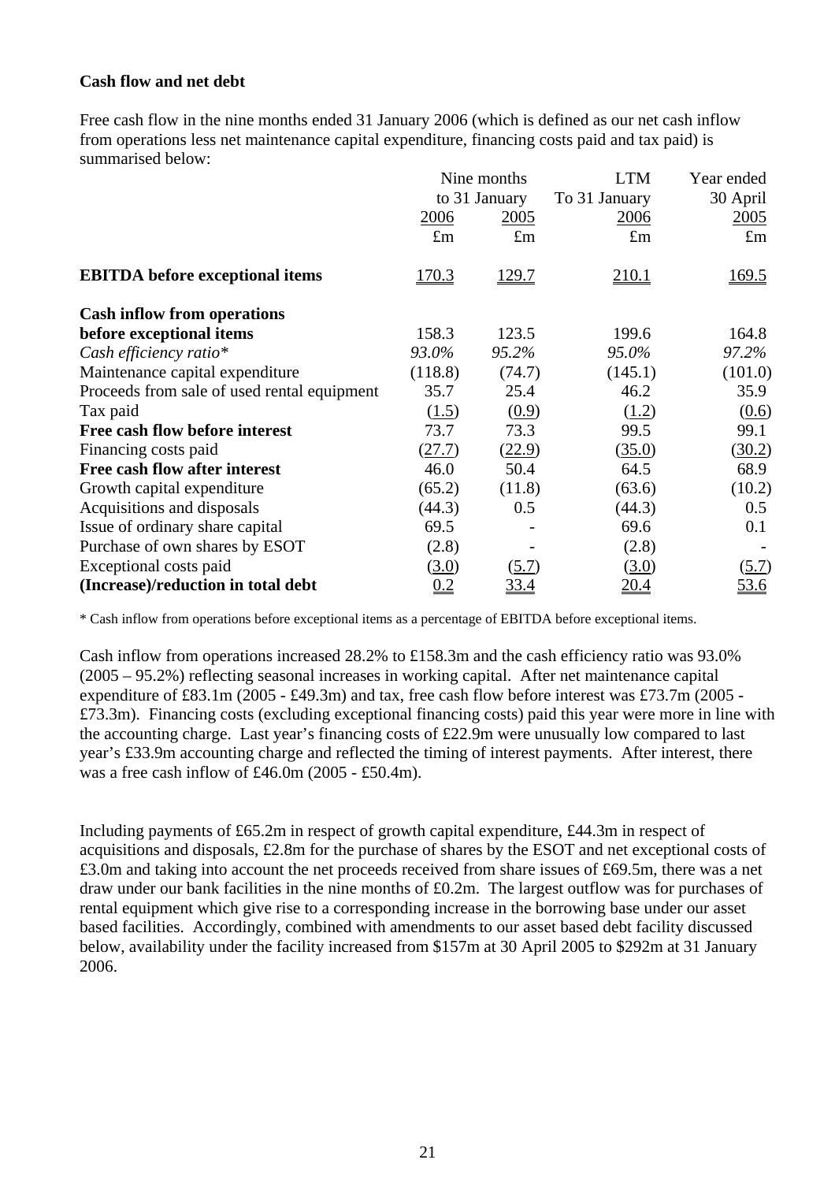**Cash flow and net debt**

Free cash flow in the nine months ended 31 January 2006 (which is defined as our net cash inflow from operations less net maintenance capital expenditure, financing costs paid and tax paid) is summarised below:

| | Nine months to 31 January | | LTM To 31 January | Year ended 30 April |
|---|---|---|---|---|
| | 2006 | 2005 | 2006 | 2005 |
| | £m | £m | £m | £m |
| **EBITDA before exceptional items** | 170.3 | 129.7 | 210.1 | 169.5 |
| **Cash inflow from operations before exceptional items** | 158.3 | 123.5 | 199.6 | 164.8 |
| *Cash efficiency ratio** | *93.0%* | *95.2%* | *95.0%* | *97.2%* |
| Maintenance capital expenditure | (118.8) | (74.7) | (145.1) | (101.0) |
| Proceeds from sale of used rental equipment | 35.7 | 25.4 | 46.2 | 35.9 |
| Tax paid | (1.5) | (0.9) | (1.2) | (0.6) |
| **Free cash flow before interest** | 73.7 | 73.3 | 99.5 | 99.1 |
| Financing costs paid | (27.7) | (22.9) | (35.0) | (30.2) |
| **Free cash flow after interest** | 46.0 | 50.4 | 64.5 | 68.9 |
| Growth capital expenditure | (65.2) | (11.8) | (63.6) | (10.2) |
| Acquisitions and disposals | (44.3) | 0.5 | (44.3) | 0.5 |
| Issue of ordinary share capital | 69.5 | - | 69.6 | 0.1 |
| Purchase of own shares by ESOT | (2.8) | - | (2.8) | - |
| Exceptional costs paid | (3.0) | (5.7) | (3.0) | (5.7) |
| **(Increase)/reduction in total debt** | 0.2 | 33.4 | 20.4 | 53.6 |

\* Cash inflow from operations before exceptional items as a percentage of EBITDA before exceptional items.

Cash inflow from operations increased 28.2% to £158.3m and the cash efficiency ratio was 93.0% (2005 – 95.2%) reflecting seasonal increases in working capital. After net maintenance capital expenditure of £83.1m (2005 - £49.3m) and tax, free cash flow before interest was £73.7m (2005 - £73.3m). Financing costs (excluding exceptional financing costs) paid this year were more in line with the accounting charge. Last year's financing costs of £22.9m were unusually low compared to last year's £33.9m accounting charge and reflected the timing of interest payments. After interest, there was a free cash inflow of £46.0m (2005 - £50.4m).

Including payments of £65.2m in respect of growth capital expenditure, £44.3m in respect of acquisitions and disposals, £2.8m for the purchase of shares by the ESOT and net exceptional costs of £3.0m and taking into account the net proceeds received from share issues of £69.5m, there was a net draw under our bank facilities in the nine months of £0.2m. The largest outflow was for purchases of rental equipment which give rise to a corresponding increase in the borrowing base under our asset based facilities. Accordingly, combined with amendments to our asset based debt facility discussed below, availability under the facility increased from $157m at 30 April 2005 to $292m at 31 January 2006.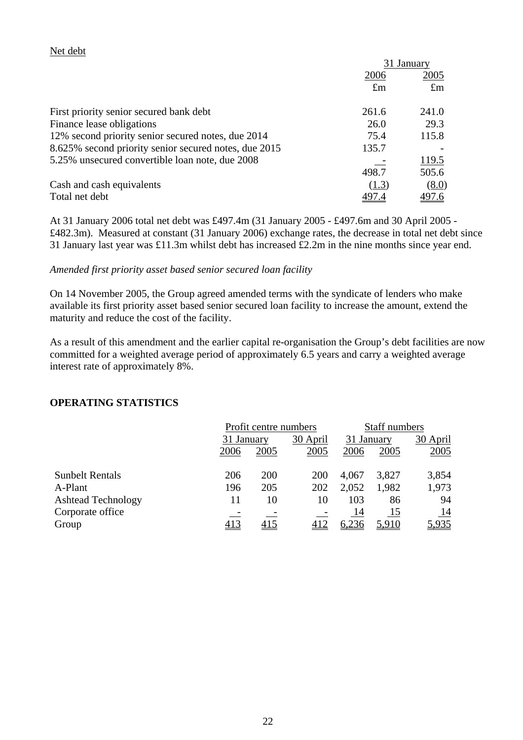Net debt

| | 31 January | |
|---|---|---|
| | 2006 | 2005 |
| | £m | £m |
| First priority senior secured bank debt | 261.6 | 241.0 |
| Finance lease obligations | 26.0 | 29.3 |
| 12% second priority senior secured notes, due 2014 | 75.4 | 115.8 |
| 8.625% second priority senior secured notes, due 2015 | 135.7 | - |
| 5.25% unsecured convertible loan note, due 2008 | - | 119.5 |
| | 498.7 | 505.6 |
| Cash and cash equivalents | (1.3) | (8.0) |
| Total net debt | 497.4 | 497.6 |

At 31 January 2006 total net debt was £497.4m (31 January 2005 - £497.6m and 30 April 2005 - £482.3m). Measured at constant (31 January 2006) exchange rates, the decrease in total net debt since 31 January last year was £11.3m whilst debt has increased £2.2m in the nine months since year end.

*Amended first priority asset based senior secured loan facility*

On 14 November 2005, the Group agreed amended terms with the syndicate of lenders who make available its first priority asset based senior secured loan facility to increase the amount, extend the maturity and reduce the cost of the facility.

As a result of this amendment and the earlier capital re-organisation the Group's debt facilities are now committed for a weighted average period of approximately 6.5 years and carry a weighted average interest rate of approximately 8%.

## OPERATING STATISTICS

| | Profit centre numbers | | | Staff numbers | | |
|---|---|---|---|---|---|---|
| | 31 January | | 30 April | 31 January | | 30 April |
| | 2006 | 2005 | 2005 | 2006 | 2005 | 2005 |
| Sunbelt Rentals | 206 | 200 | 200 | 4,067 | 3,827 | 3,854 |
| A-Plant | 196 | 205 | 202 | 2,052 | 1,982 | 1,973 |
| Ashtead Technology | 11 | 10 | 10 | 103 | 86 | 94 |
| Corporate office | - | - | - | 14 | 15 | 14 |
| Group | 413 | 415 | 412 | 6,236 | 5,910 | 5,935 |